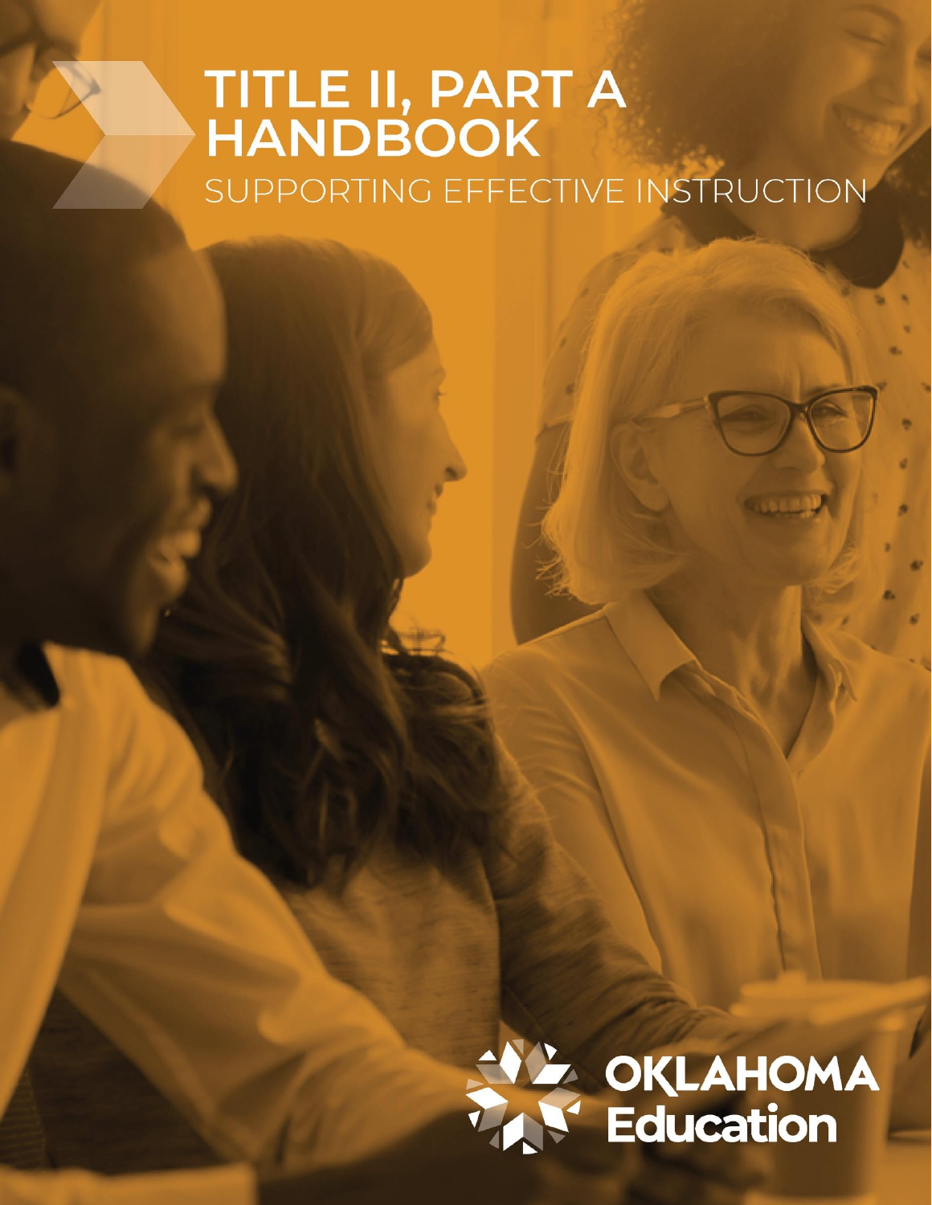# TITLE II, PART A HANDBOOK

SUPPORTING EFFECTIVE INSTRUCTION

OKLAHOMA Education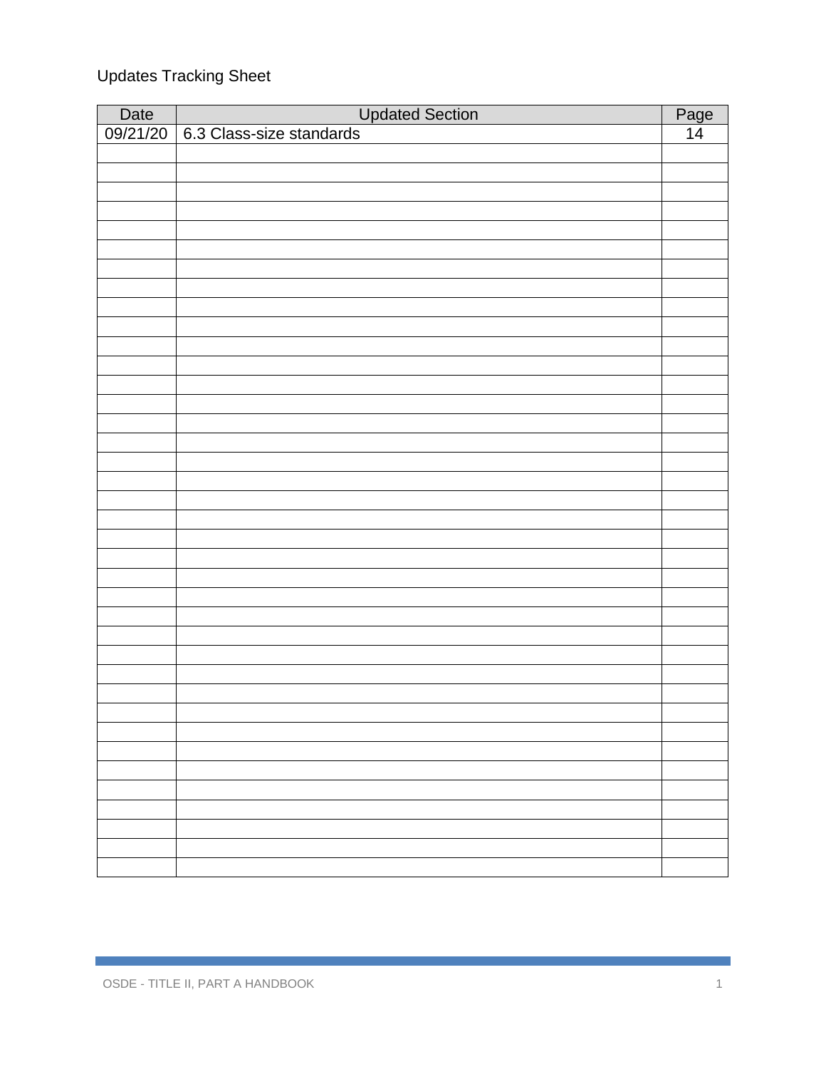Updates Tracking Sheet

| Date | Updated Section | Page |
|---|---|---|
| 09/21/20 | 6.3 Class-size standards | 14 |
| | | |
| | | |
| | | |
| | | |
| | | |
| | | |
| | | |
| | | |
| | | |
| | | |
| | | |
| | | |
| | | |
| | | |
| | | |
| | | |
| | | |
| | | |
| | | |
| | | |
| | | |
| | | |
| | | |
| | | |
| | | |
| | | |
| | | |
| | | |
| | | |
| | | |
| | | |
| | | |
| | | |
| | | |
| | | |
| | | |
| | | |
| | | |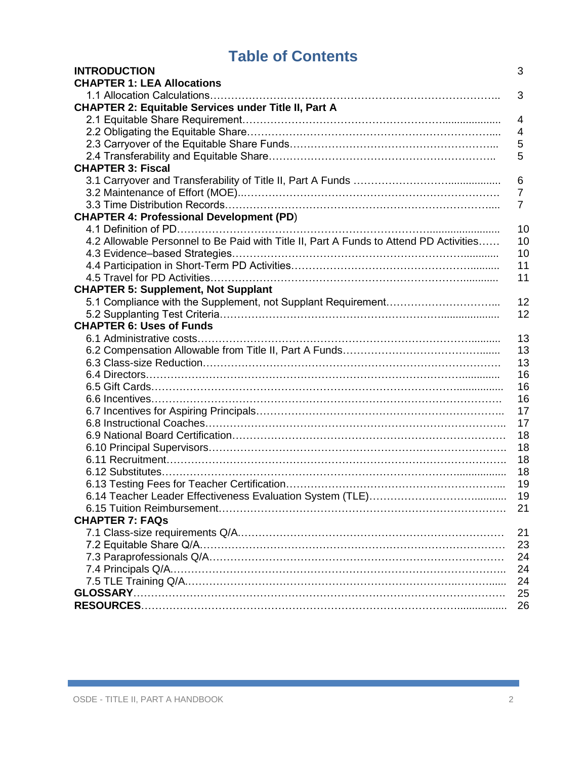# Table of Contents

| | |
|---|---|
| **INTRODUCTION** | 3 |
| **CHAPTER 1: LEA Allocations** | |
| 1.1 Allocation Calculations | 3 |
| **CHAPTER 2: Equitable Services under Title II, Part A** | |
| 2.1 Equitable Share Requirement | 4 |
| 2.2 Obligating the Equitable Share | 4 |
| 2.3 Carryover of the Equitable Share Funds | 5 |
| 2.4 Transferability and Equitable Share | 5 |
| **CHAPTER 3: Fiscal** | |
| 3.1 Carryover and Transferability of Title II, Part A Funds | 6 |
| 3.2 Maintenance of Effort (MOE) | 7 |
| 3.3 Time Distribution Records | 7 |
| **CHAPTER 4: Professional Development (PD)** | |
| 4.1 Definition of PD | 10 |
| 4.2 Allowable Personnel to Be Paid with Title II, Part A Funds to Attend PD Activities | 10 |
| 4.3 Evidence–based Strategies | 10 |
| 4.4 Participation in Short-Term PD Activities | 11 |
| 4.5 Travel for PD Activities | 11 |
| **CHAPTER 5: Supplement, Not Supplant** | |
| 5.1 Compliance with the Supplement, not Supplant Requirement | 12 |
| 5.2 Supplanting Test Criteria | 12 |
| **CHAPTER 6: Uses of Funds** | |
| 6.1 Administrative costs | 13 |
| 6.2 Compensation Allowable from Title II, Part A Funds | 13 |
| 6.3 Class-size Reduction | 13 |
| 6.4 Directors | 16 |
| 6.5 Gift Cards | 16 |
| 6.6 Incentives | 16 |
| 6.7 Incentives for Aspiring Principals | 17 |
| 6.8 Instructional Coaches | 17 |
| 6.9 National Board Certification | 18 |
| 6.10 Principal Supervisors | 18 |
| 6.11 Recruitment | 18 |
| 6.12 Substitutes | 18 |
| 6.13 Testing Fees for Teacher Certification | 19 |
| 6.14 Teacher Leader Effectiveness Evaluation System (TLE) | 19 |
| 6.15 Tuition Reimbursement | 21 |
| **CHAPTER 7: FAQs** | |
| 7.1 Class-size requirements Q/A | 21 |
| 7.2 Equitable Share Q/A | 23 |
| 7.3 Paraprofessionals Q/A | 24 |
| 7.4 Principals Q/A | 24 |
| 7.5 TLE Training Q/A | 24 |
| **GLOSSARY** | 25 |
| **RESOURCES** | 26 |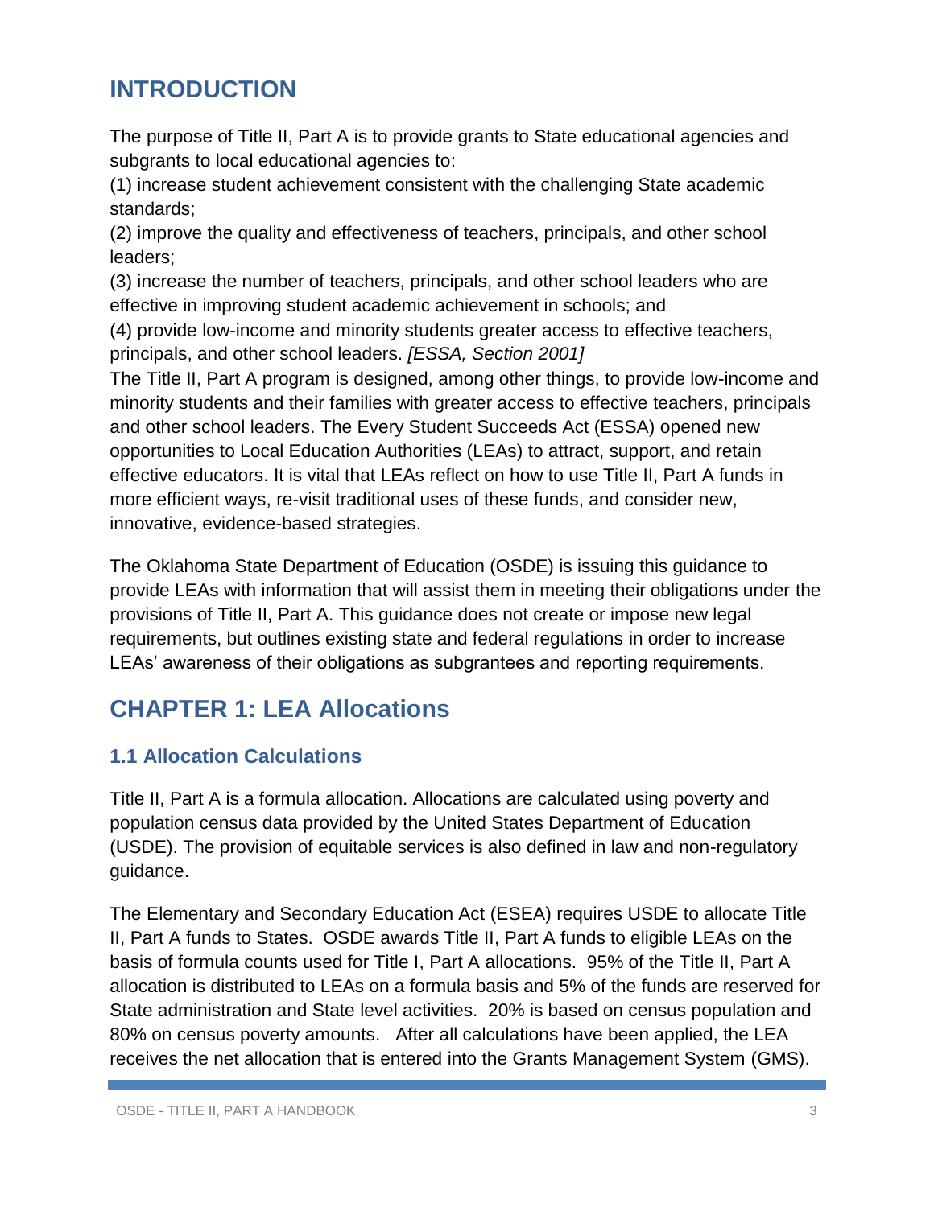## INTRODUCTION

The purpose of Title II, Part A is to provide grants to State educational agencies and subgrants to local educational agencies to:

(1) increase student achievement consistent with the challenging State academic standards;

(2) improve the quality and effectiveness of teachers, principals, and other school leaders;

(3) increase the number of teachers, principals, and other school leaders who are effective in improving student academic achievement in schools; and

(4) provide low-income and minority students greater access to effective teachers, principals, and other school leaders. *[ESSA, Section 2001]*

The Title II, Part A program is designed, among other things, to provide low-income and minority students and their families with greater access to effective teachers, principals and other school leaders. The Every Student Succeeds Act (ESSA) opened new opportunities to Local Education Authorities (LEAs) to attract, support, and retain effective educators. It is vital that LEAs reflect on how to use Title II, Part A funds in more efficient ways, re-visit traditional uses of these funds, and consider new, innovative, evidence-based strategies.

The Oklahoma State Department of Education (OSDE) is issuing this guidance to provide LEAs with information that will assist them in meeting their obligations under the provisions of Title II, Part A. This guidance does not create or impose new legal requirements, but outlines existing state and federal regulations in order to increase LEAs' awareness of their obligations as subgrantees and reporting requirements.

## CHAPTER 1: LEA Allocations

### 1.1 Allocation Calculations

Title II, Part A is a formula allocation. Allocations are calculated using poverty and population census data provided by the United States Department of Education (USDE). The provision of equitable services is also defined in law and non-regulatory guidance.

The Elementary and Secondary Education Act (ESEA) requires USDE to allocate Title II, Part A funds to States. OSDE awards Title II, Part A funds to eligible LEAs on the basis of formula counts used for Title I, Part A allocations. 95% of the Title II, Part A allocation is distributed to LEAs on a formula basis and 5% of the funds are reserved for State administration and State level activities. 20% is based on census population and 80% on census poverty amounts. After all calculations have been applied, the LEA receives the net allocation that is entered into the Grants Management System (GMS).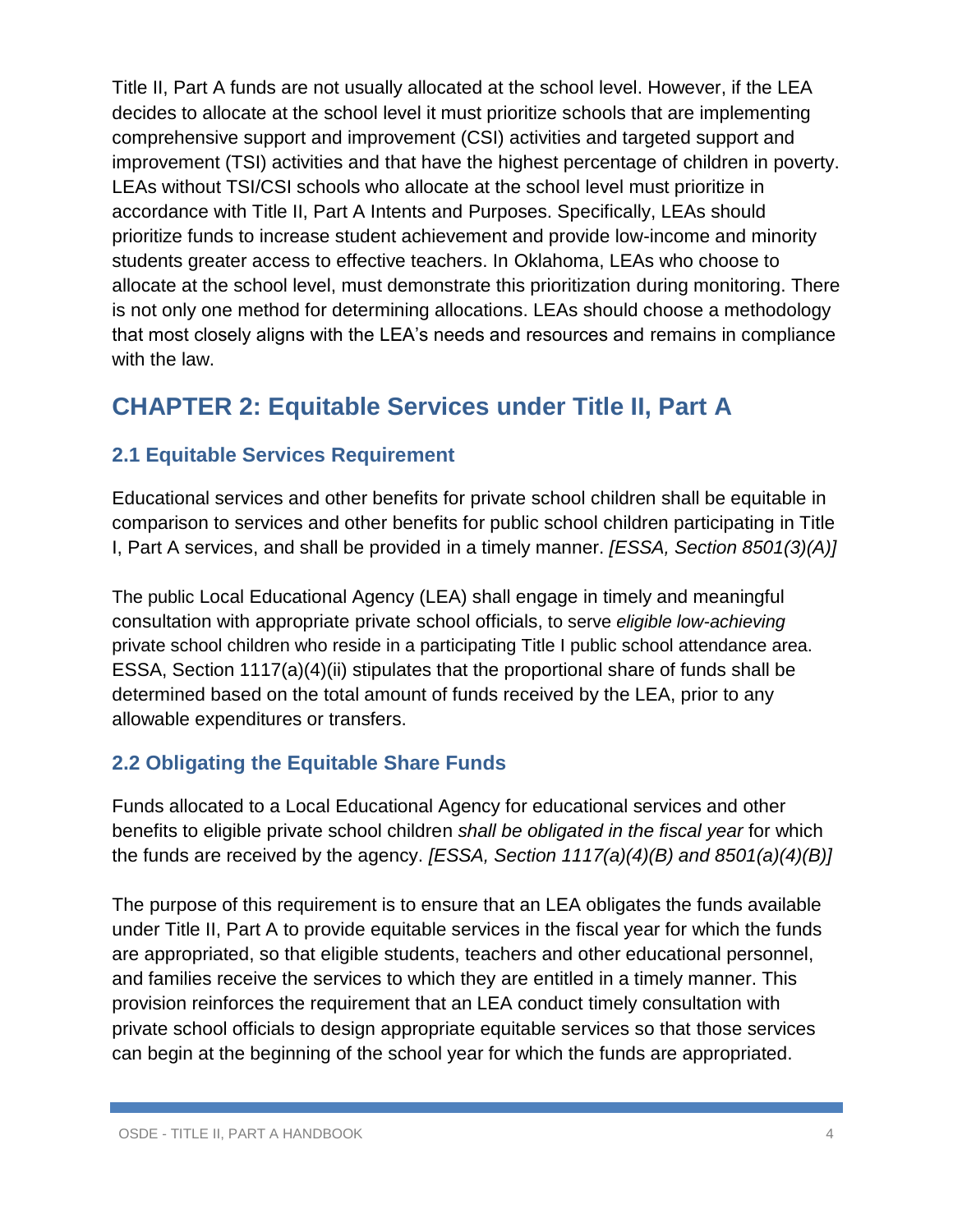Title II, Part A funds are not usually allocated at the school level. However, if the LEA decides to allocate at the school level it must prioritize schools that are implementing comprehensive support and improvement (CSI) activities and targeted support and improvement (TSI) activities and that have the highest percentage of children in poverty. LEAs without TSI/CSI schools who allocate at the school level must prioritize in accordance with Title II, Part A Intents and Purposes. Specifically, LEAs should prioritize funds to increase student achievement and provide low-income and minority students greater access to effective teachers. In Oklahoma, LEAs who choose to allocate at the school level, must demonstrate this prioritization during monitoring. There is not only one method for determining allocations. LEAs should choose a methodology that most closely aligns with the LEA's needs and resources and remains in compliance with the law.

## CHAPTER 2: Equitable Services under Title II, Part A

### 2.1 Equitable Services Requirement

Educational services and other benefits for private school children shall be equitable in comparison to services and other benefits for public school children participating in Title I, Part A services, and shall be provided in a timely manner. *[ESSA, Section 8501(3)(A)]*

The public Local Educational Agency (LEA) shall engage in timely and meaningful consultation with appropriate private school officials, to serve *eligible low-achieving* private school children who reside in a participating Title I public school attendance area. ESSA, Section 1117(a)(4)(ii) stipulates that the proportional share of funds shall be determined based on the total amount of funds received by the LEA, prior to any allowable expenditures or transfers.

### 2.2 Obligating the Equitable Share Funds

Funds allocated to a Local Educational Agency for educational services and other benefits to eligible private school children *shall be obligated in the fiscal year* for which the funds are received by the agency. *[ESSA, Section 1117(a)(4)(B) and 8501(a)(4)(B)]*

The purpose of this requirement is to ensure that an LEA obligates the funds available under Title II, Part A to provide equitable services in the fiscal year for which the funds are appropriated, so that eligible students, teachers and other educational personnel, and families receive the services to which they are entitled in a timely manner. This provision reinforces the requirement that an LEA conduct timely consultation with private school officials to design appropriate equitable services so that those services can begin at the beginning of the school year for which the funds are appropriated.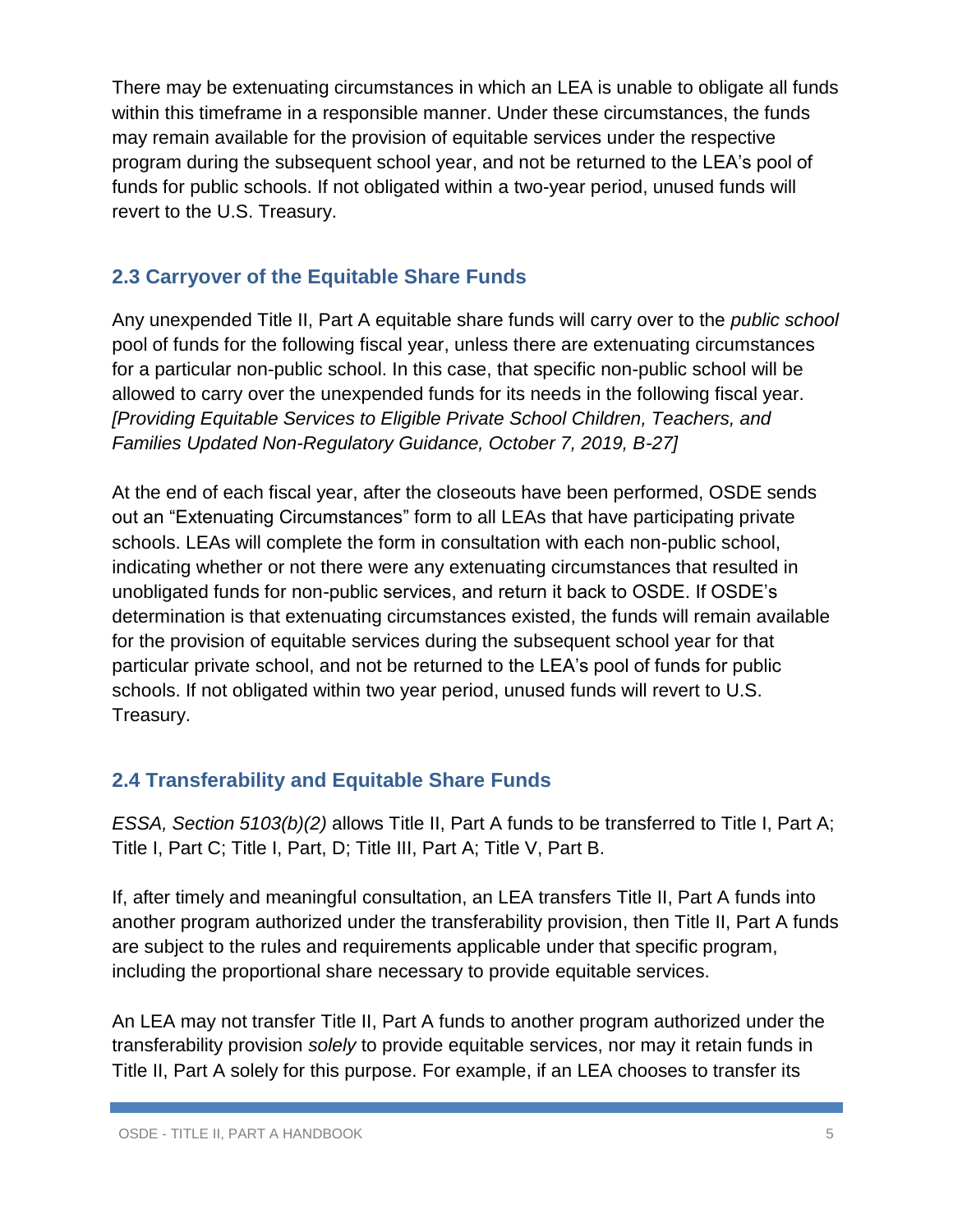There may be extenuating circumstances in which an LEA is unable to obligate all funds within this timeframe in a responsible manner. Under these circumstances, the funds may remain available for the provision of equitable services under the respective program during the subsequent school year, and not be returned to the LEA's pool of funds for public schools. If not obligated within a two-year period, unused funds will revert to the U.S. Treasury.

## 2.3 Carryover of the Equitable Share Funds

Any unexpended Title II, Part A equitable share funds will carry over to the *public school* pool of funds for the following fiscal year, unless there are extenuating circumstances for a particular non-public school. In this case, that specific non-public school will be allowed to carry over the unexpended funds for its needs in the following fiscal year. *[Providing Equitable Services to Eligible Private School Children, Teachers, and Families Updated Non-Regulatory Guidance, October 7, 2019, B-27]*

At the end of each fiscal year, after the closeouts have been performed, OSDE sends out an "Extenuating Circumstances" form to all LEAs that have participating private schools. LEAs will complete the form in consultation with each non-public school, indicating whether or not there were any extenuating circumstances that resulted in unobligated funds for non-public services, and return it back to OSDE. If OSDE's determination is that extenuating circumstances existed, the funds will remain available for the provision of equitable services during the subsequent school year for that particular private school, and not be returned to the LEA's pool of funds for public schools. If not obligated within two year period, unused funds will revert to U.S. Treasury.

## 2.4 Transferability and Equitable Share Funds

*ESSA, Section 5103(b)(2)* allows Title II, Part A funds to be transferred to Title I, Part A; Title I, Part C; Title I, Part, D; Title III, Part A; Title V, Part B.

If, after timely and meaningful consultation, an LEA transfers Title II, Part A funds into another program authorized under the transferability provision, then Title II, Part A funds are subject to the rules and requirements applicable under that specific program, including the proportional share necessary to provide equitable services.

An LEA may not transfer Title II, Part A funds to another program authorized under the transferability provision *solely* to provide equitable services, nor may it retain funds in Title II, Part A solely for this purpose. For example, if an LEA chooses to transfer its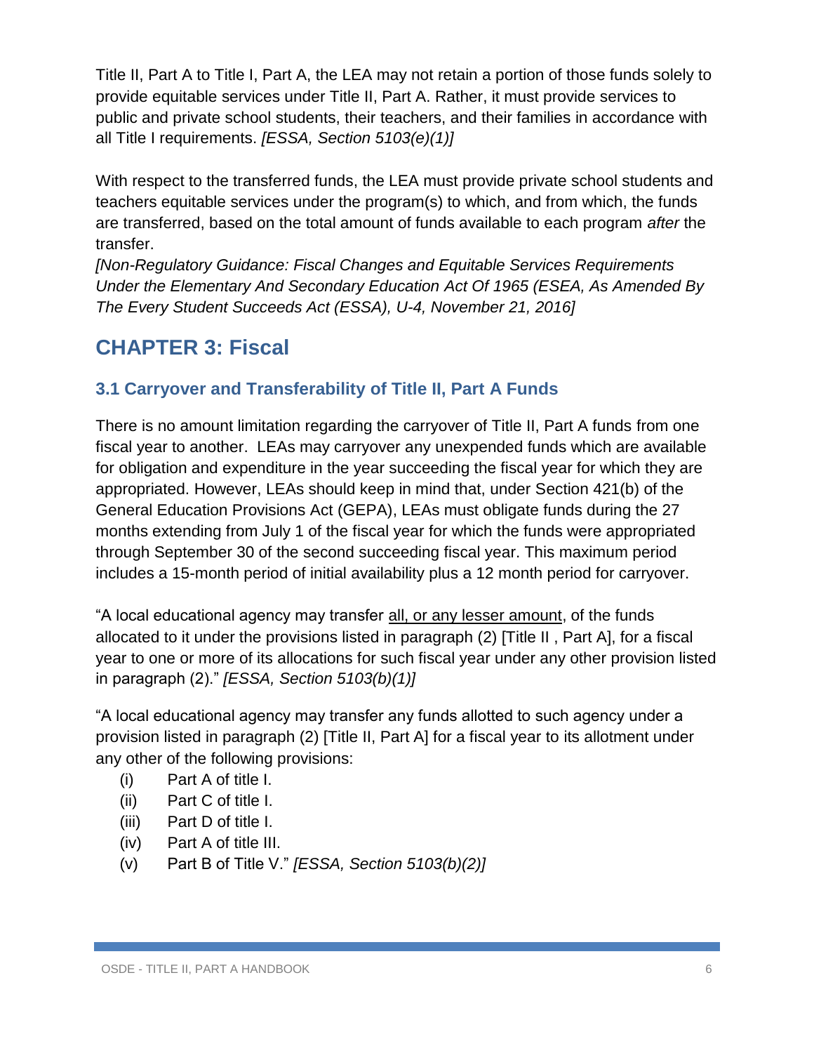Title II, Part A to Title I, Part A, the LEA may not retain a portion of those funds solely to provide equitable services under Title II, Part A. Rather, it must provide services to public and private school students, their teachers, and their families in accordance with all Title I requirements. *[ESSA, Section 5103(e)(1)]*

With respect to the transferred funds, the LEA must provide private school students and teachers equitable services under the program(s) to which, and from which, the funds are transferred, based on the total amount of funds available to each program *after* the transfer.
*[Non-Regulatory Guidance: Fiscal Changes and Equitable Services Requirements Under the Elementary And Secondary Education Act Of 1965 (ESEA, As Amended By The Every Student Succeeds Act (ESSA), U-4, November 21, 2016]*

# CHAPTER 3: Fiscal

## 3.1 Carryover and Transferability of Title II, Part A Funds

There is no amount limitation regarding the carryover of Title II, Part A funds from one fiscal year to another. LEAs may carryover any unexpended funds which are available for obligation and expenditure in the year succeeding the fiscal year for which they are appropriated. However, LEAs should keep in mind that, under Section 421(b) of the General Education Provisions Act (GEPA), LEAs must obligate funds during the 27 months extending from July 1 of the fiscal year for which the funds were appropriated through September 30 of the second succeeding fiscal year. This maximum period includes a 15-month period of initial availability plus a 12 month period for carryover.

"A local educational agency may transfer <u>all, or any lesser amount</u>, of the funds allocated to it under the provisions listed in paragraph (2) [Title II , Part A], for a fiscal year to one or more of its allocations for such fiscal year under any other provision listed in paragraph (2)." *[ESSA, Section 5103(b)(1)]*

"A local educational agency may transfer any funds allotted to such agency under a provision listed in paragraph (2) [Title II, Part A] for a fiscal year to its allotment under any other of the following provisions:

- (i) Part A of title I.
- (ii) Part C of title I.
- (iii) Part D of title I.
- (iv) Part A of title III.
- (v) Part B of Title V." *[ESSA, Section 5103(b)(2)]*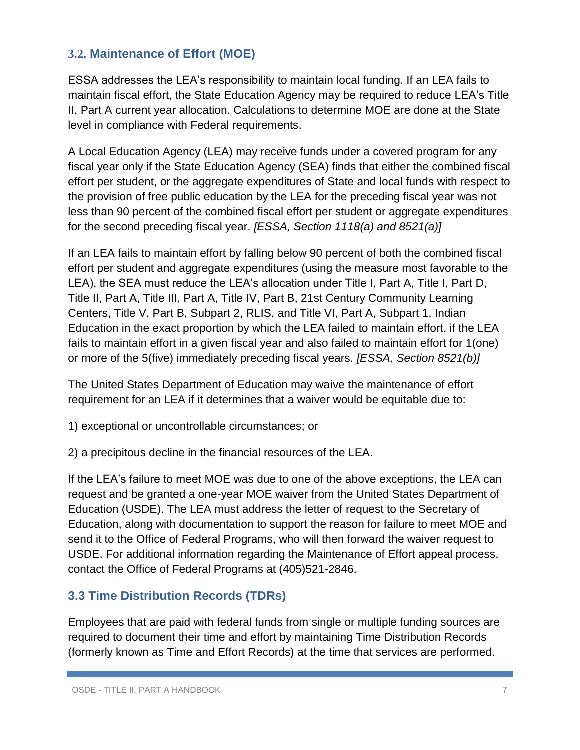## 3.2. Maintenance of Effort (MOE)

ESSA addresses the LEA's responsibility to maintain local funding. If an LEA fails to maintain fiscal effort, the State Education Agency may be required to reduce LEA's Title II, Part A current year allocation. Calculations to determine MOE are done at the State level in compliance with Federal requirements.

A Local Education Agency (LEA) may receive funds under a covered program for any fiscal year only if the State Education Agency (SEA) finds that either the combined fiscal effort per student, or the aggregate expenditures of State and local funds with respect to the provision of free public education by the LEA for the preceding fiscal year was not less than 90 percent of the combined fiscal effort per student or aggregate expenditures for the second preceding fiscal year. *[ESSA, Section 1118(a) and 8521(a)]*

If an LEA fails to maintain effort by falling below 90 percent of both the combined fiscal effort per student and aggregate expenditures (using the measure most favorable to the LEA), the SEA must reduce the LEA's allocation under Title I, Part A, Title I, Part D, Title II, Part A, Title III, Part A, Title IV, Part B, 21st Century Community Learning Centers, Title V, Part B, Subpart 2, RLIS, and Title VI, Part A, Subpart 1, Indian Education in the exact proportion by which the LEA failed to maintain effort, if the LEA fails to maintain effort in a given fiscal year and also failed to maintain effort for 1(one) or more of the 5(five) immediately preceding fiscal years. *[ESSA, Section 8521(b)]*

The United States Department of Education may waive the maintenance of effort requirement for an LEA if it determines that a waiver would be equitable due to:

1) exceptional or uncontrollable circumstances; or

2) a precipitous decline in the financial resources of the LEA.

If the LEA's failure to meet MOE was due to one of the above exceptions, the LEA can request and be granted a one-year MOE waiver from the United States Department of Education (USDE). The LEA must address the letter of request to the Secretary of Education, along with documentation to support the reason for failure to meet MOE and send it to the Office of Federal Programs, who will then forward the waiver request to USDE. For additional information regarding the Maintenance of Effort appeal process, contact the Office of Federal Programs at (405)521-2846.

## 3.3 Time Distribution Records (TDRs)

Employees that are paid with federal funds from single or multiple funding sources are required to document their time and effort by maintaining Time Distribution Records (formerly known as Time and Effort Records) at the time that services are performed.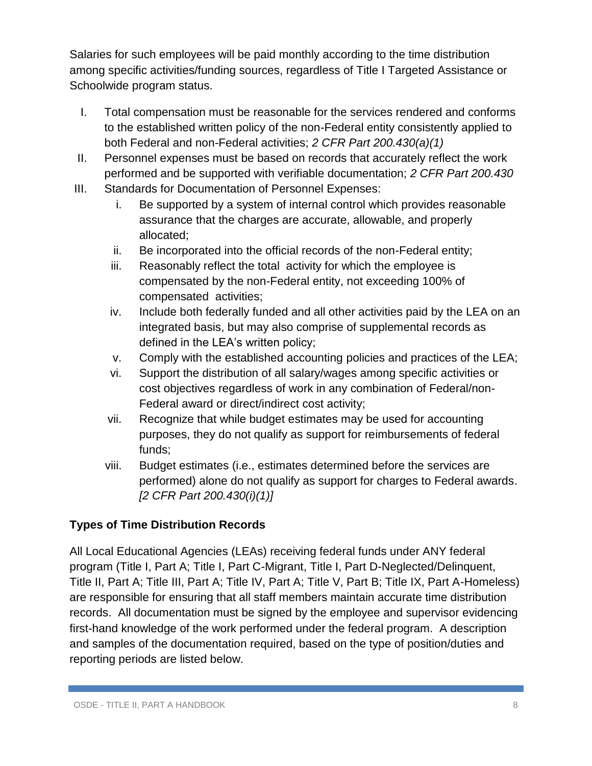Salaries for such employees will be paid monthly according to the time distribution among specific activities/funding sources, regardless of Title I Targeted Assistance or Schoolwide program status.

I. Total compensation must be reasonable for the services rendered and conforms to the established written policy of the non-Federal entity consistently applied to both Federal and non-Federal activities; *2 CFR Part 200.430(a)(1)*
II. Personnel expenses must be based on records that accurately reflect the work performed and be supported with verifiable documentation; *2 CFR Part 200.430*
III. Standards for Documentation of Personnel Expenses:
    i. Be supported by a system of internal control which provides reasonable assurance that the charges are accurate, allowable, and properly allocated;
    ii. Be incorporated into the official records of the non-Federal entity;
    iii. Reasonably reflect the total activity for which the employee is compensated by the non-Federal entity, not exceeding 100% of compensated activities;
    iv. Include both federally funded and all other activities paid by the LEA on an integrated basis, but may also comprise of supplemental records as defined in the LEA's written policy;
    v. Comply with the established accounting policies and practices of the LEA;
    vi. Support the distribution of all salary/wages among specific activities or cost objectives regardless of work in any combination of Federal/non-Federal award or direct/indirect cost activity;
    vii. Recognize that while budget estimates may be used for accounting purposes, they do not qualify as support for reimbursements of federal funds;
    viii. Budget estimates (i.e., estimates determined before the services are performed) alone do not qualify as support for charges to Federal awards. *[2 CFR Part 200.430(i)(1)]*

## Types of Time Distribution Records

All Local Educational Agencies (LEAs) receiving federal funds under ANY federal program (Title I, Part A; Title I, Part C-Migrant, Title I, Part D-Neglected/Delinquent, Title II, Part A; Title III, Part A; Title IV, Part A; Title V, Part B; Title IX, Part A-Homeless) are responsible for ensuring that all staff members maintain accurate time distribution records. All documentation must be signed by the employee and supervisor evidencing first-hand knowledge of the work performed under the federal program. A description and samples of the documentation required, based on the type of position/duties and reporting periods are listed below.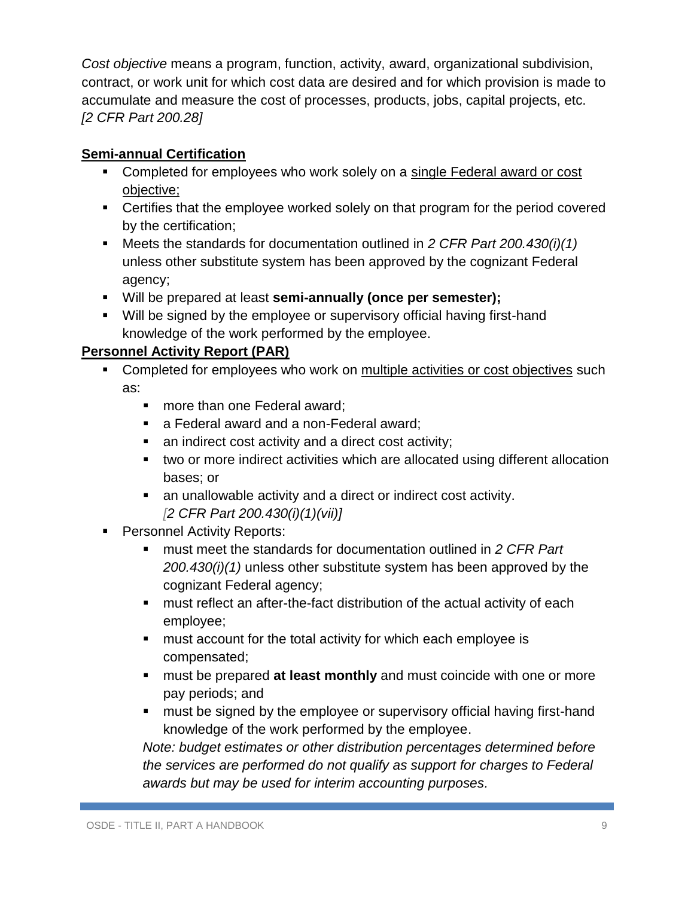*Cost objective* means a program, function, activity, award, organizational subdivision, contract, or work unit for which cost data are desired and for which provision is made to accumulate and measure the cost of processes, products, jobs, capital projects, etc. *[2 CFR Part 200.28]*

**Semi-annual Certification**

- Completed for employees who work solely on a single Federal award or cost objective;
- Certifies that the employee worked solely on that program for the period covered by the certification;
- Meets the standards for documentation outlined in *2 CFR Part 200.430(i)(1)* unless other substitute system has been approved by the cognizant Federal agency;
- Will be prepared at least **semi-annually (once per semester);**
- Will be signed by the employee or supervisory official having first-hand knowledge of the work performed by the employee.

**Personnel Activity Report (PAR)**

- Completed for employees who work on multiple activities or cost objectives such as:
    - more than one Federal award;
    - a Federal award and a non-Federal award;
    - an indirect cost activity and a direct cost activity;
    - two or more indirect activities which are allocated using different allocation bases; or
    - an unallowable activity and a direct or indirect cost activity. *[2 CFR Part 200.430(i)(1)(vii)]*
- Personnel Activity Reports:
    - must meet the standards for documentation outlined in *2 CFR Part 200.430(i)(1)* unless other substitute system has been approved by the cognizant Federal agency;
    - must reflect an after-the-fact distribution of the actual activity of each employee;
    - must account for the total activity for which each employee is compensated;
    - must be prepared **at least monthly** and must coincide with one or more pay periods; and
    - must be signed by the employee or supervisory official having first-hand knowledge of the work performed by the employee.

    *Note: budget estimates or other distribution percentages determined before the services are performed do not qualify as support for charges to Federal awards but may be used for interim accounting purposes.*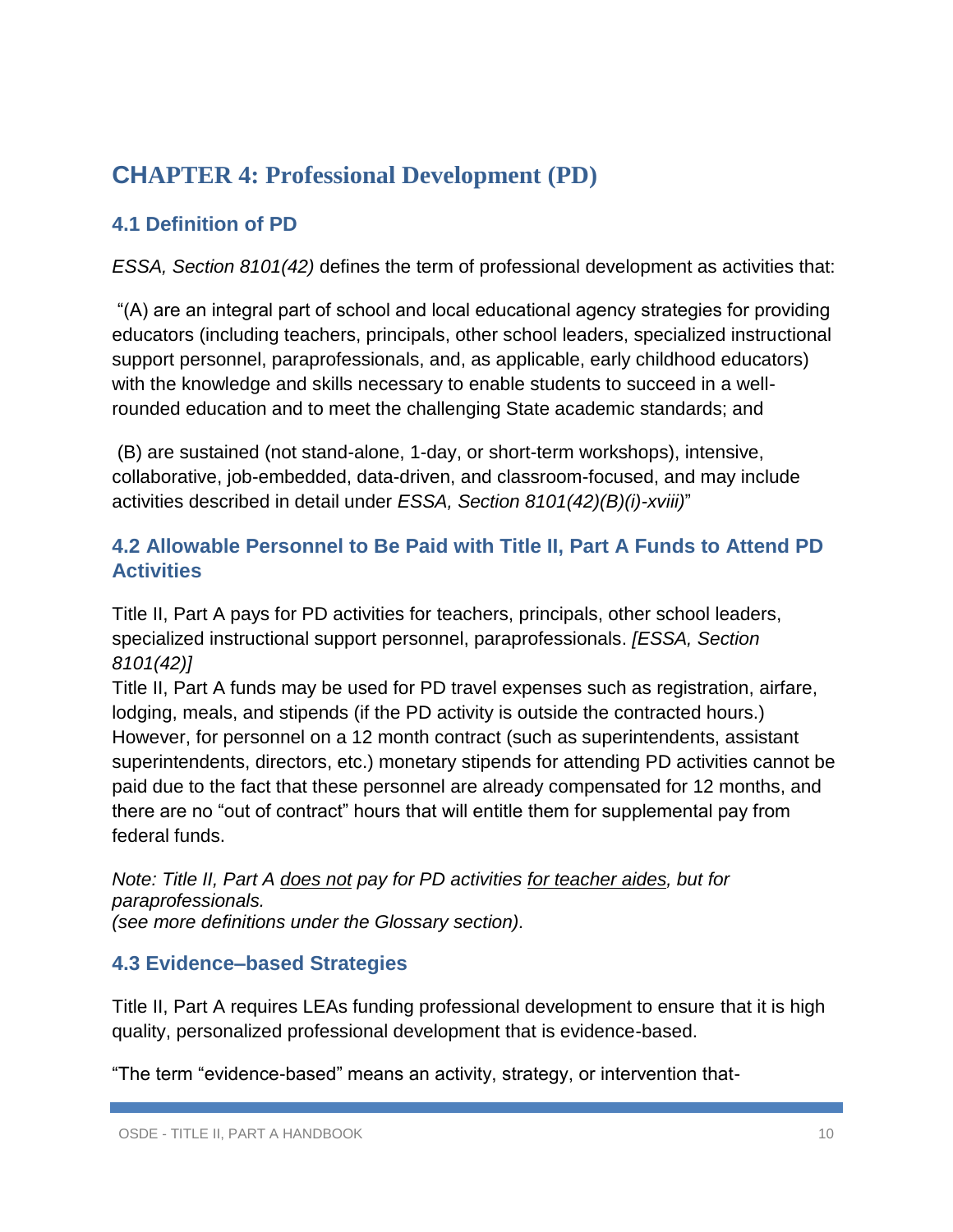# CHAPTER 4: Professional Development (PD)

## 4.1 Definition of PD

*ESSA, Section 8101(42)* defines the term of professional development as activities that:

"(A) are an integral part of school and local educational agency strategies for providing educators (including teachers, principals, other school leaders, specialized instructional support personnel, paraprofessionals, and, as applicable, early childhood educators) with the knowledge and skills necessary to enable students to succeed in a well-rounded education and to meet the challenging State academic standards; and

(B) are sustained (not stand-alone, 1-day, or short-term workshops), intensive, collaborative, job-embedded, data-driven, and classroom-focused, and may include activities described in detail under *ESSA, Section 8101(42)(B)(i)-xviii)*"

## 4.2 Allowable Personnel to Be Paid with Title II, Part A Funds to Attend PD Activities

Title II, Part A pays for PD activities for teachers, principals, other school leaders, specialized instructional support personnel, paraprofessionals. *[ESSA, Section 8101(42)]*

Title II, Part A funds may be used for PD travel expenses such as registration, airfare, lodging, meals, and stipends (if the PD activity is outside the contracted hours.) However, for personnel on a 12 month contract (such as superintendents, assistant superintendents, directors, etc.) monetary stipends for attending PD activities cannot be paid due to the fact that these personnel are already compensated for 12 months, and there are no "out of contract" hours that will entitle them for supplemental pay from federal funds.

*Note: Title II, Part A <u>does not</u> pay for PD activities <u>for teacher aides</u>, but for paraprofessionals.*
*(see more definitions under the Glossary section).*

## 4.3 Evidence–based Strategies

Title II, Part A requires LEAs funding professional development to ensure that it is high quality, personalized professional development that is evidence-based.

"The term "evidence-based" means an activity, strategy, or intervention that-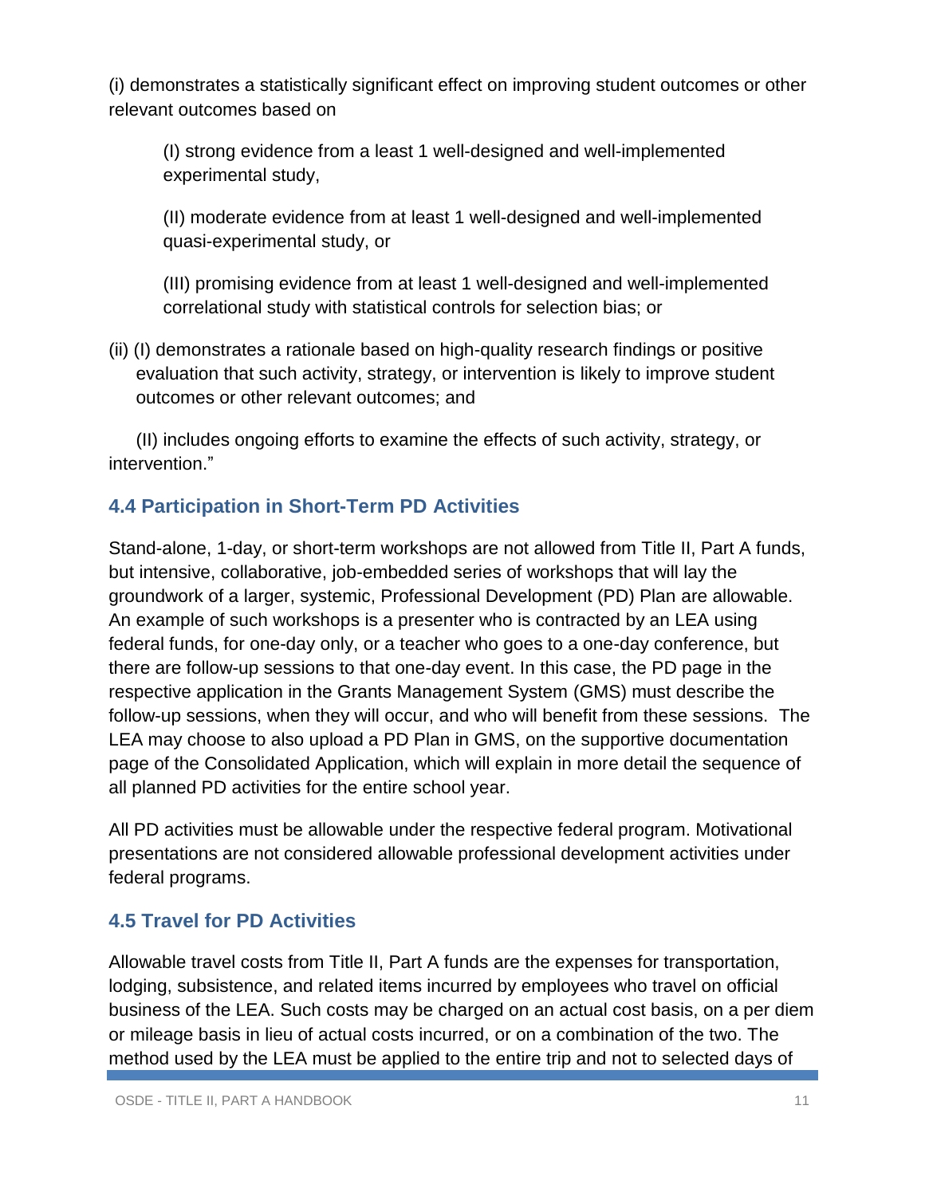(i) demonstrates a statistically significant effect on improving student outcomes or other relevant outcomes based on

> (I) strong evidence from a least 1 well-designed and well-implemented experimental study,
>
> (II) moderate evidence from at least 1 well-designed and well-implemented quasi-experimental study, or
>
> (III) promising evidence from at least 1 well-designed and well-implemented correlational study with statistical controls for selection bias; or

(ii) (I) demonstrates a rationale based on high-quality research findings or positive evaluation that such activity, strategy, or intervention is likely to improve student outcomes or other relevant outcomes; and

(II) includes ongoing efforts to examine the effects of such activity, strategy, or intervention."

### 4.4 Participation in Short-Term PD Activities

Stand-alone, 1-day, or short-term workshops are not allowed from Title II, Part A funds, but intensive, collaborative, job-embedded series of workshops that will lay the groundwork of a larger, systemic, Professional Development (PD) Plan are allowable. An example of such workshops is a presenter who is contracted by an LEA using federal funds, for one-day only, or a teacher who goes to a one-day conference, but there are follow-up sessions to that one-day event. In this case, the PD page in the respective application in the Grants Management System (GMS) must describe the follow-up sessions, when they will occur, and who will benefit from these sessions. The LEA may choose to also upload a PD Plan in GMS, on the supportive documentation page of the Consolidated Application, which will explain in more detail the sequence of all planned PD activities for the entire school year.

All PD activities must be allowable under the respective federal program. Motivational presentations are not considered allowable professional development activities under federal programs.

### 4.5 Travel for PD Activities

Allowable travel costs from Title II, Part A funds are the expenses for transportation, lodging, subsistence, and related items incurred by employees who travel on official business of the LEA. Such costs may be charged on an actual cost basis, on a per diem or mileage basis in lieu of actual costs incurred, or on a combination of the two. The method used by the LEA must be applied to the entire trip and not to selected days of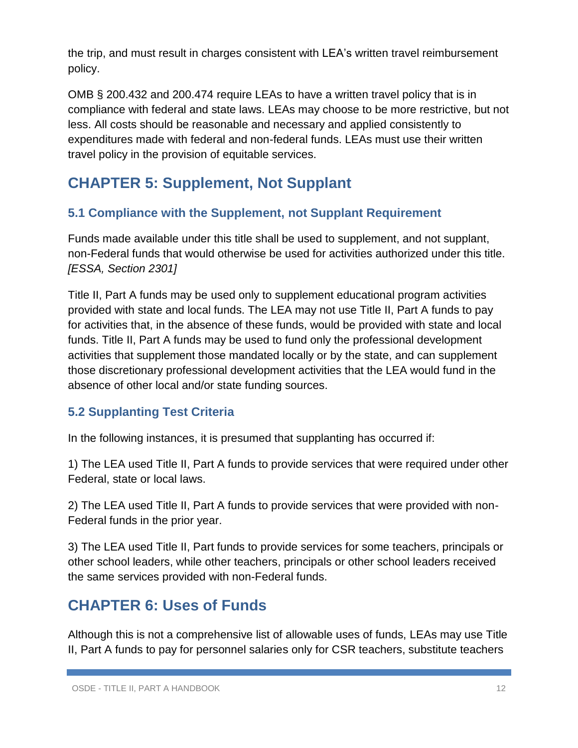the trip, and must result in charges consistent with LEA's written travel reimbursement policy.

OMB § 200.432 and 200.474 require LEAs to have a written travel policy that is in compliance with federal and state laws. LEAs may choose to be more restrictive, but not less. All costs should be reasonable and necessary and applied consistently to expenditures made with federal and non-federal funds. LEAs must use their written travel policy in the provision of equitable services.

# CHAPTER 5: Supplement, Not Supplant

## 5.1 Compliance with the Supplement, not Supplant Requirement

Funds made available under this title shall be used to supplement, and not supplant, non-Federal funds that would otherwise be used for activities authorized under this title. *[ESSA, Section 2301]*

Title II, Part A funds may be used only to supplement educational program activities provided with state and local funds. The LEA may not use Title II, Part A funds to pay for activities that, in the absence of these funds, would be provided with state and local funds. Title II, Part A funds may be used to fund only the professional development activities that supplement those mandated locally or by the state, and can supplement those discretionary professional development activities that the LEA would fund in the absence of other local and/or state funding sources.

## 5.2 Supplanting Test Criteria

In the following instances, it is presumed that supplanting has occurred if:

1) The LEA used Title II, Part A funds to provide services that were required under other Federal, state or local laws.

2) The LEA used Title II, Part A funds to provide services that were provided with non-Federal funds in the prior year.

3) The LEA used Title II, Part funds to provide services for some teachers, principals or other school leaders, while other teachers, principals or other school leaders received the same services provided with non-Federal funds.

# CHAPTER 6: Uses of Funds

Although this is not a comprehensive list of allowable uses of funds, LEAs may use Title II, Part A funds to pay for personnel salaries only for CSR teachers, substitute teachers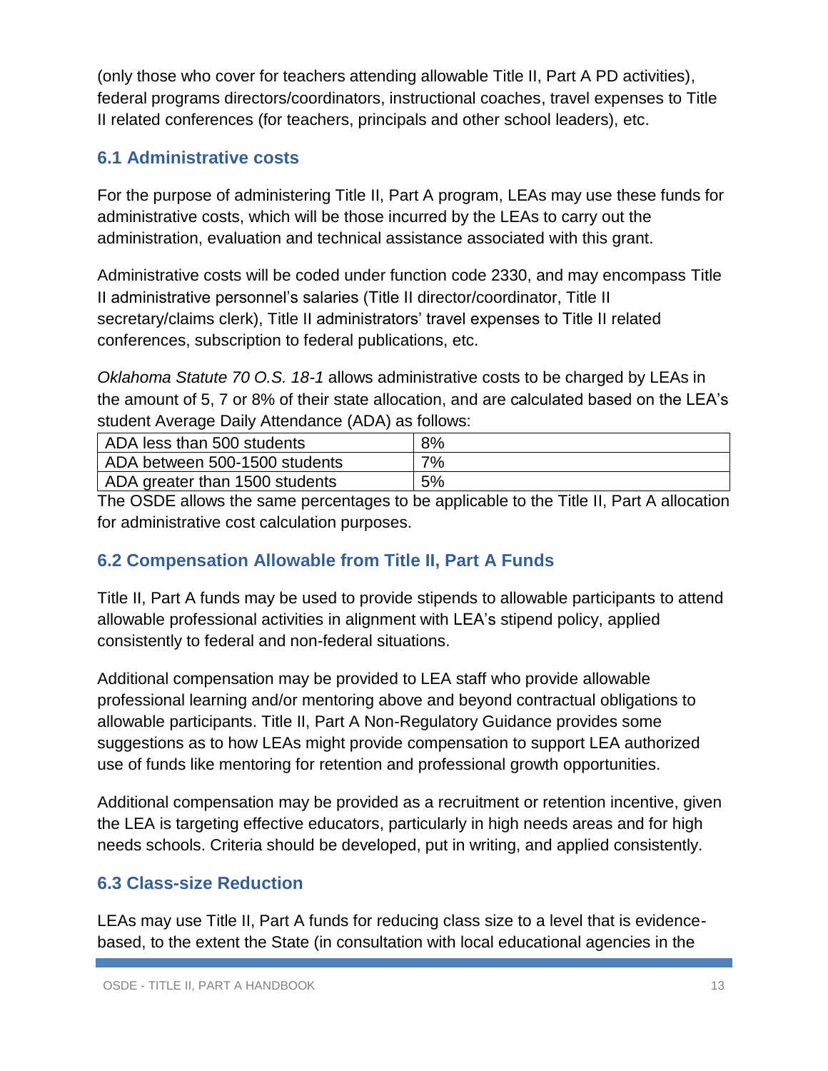(only those who cover for teachers attending allowable Title II, Part A PD activities), federal programs directors/coordinators, instructional coaches, travel expenses to Title II related conferences (for teachers, principals and other school leaders), etc.

### 6.1 Administrative costs

For the purpose of administering Title II, Part A program, LEAs may use these funds for administrative costs, which will be those incurred by the LEAs to carry out the administration, evaluation and technical assistance associated with this grant.

Administrative costs will be coded under function code 2330, and may encompass Title II administrative personnel's salaries (Title II director/coordinator, Title II secretary/claims clerk), Title II administrators' travel expenses to Title II related conferences, subscription to federal publications, etc.

*Oklahoma Statute 70 O.S. 18-1* allows administrative costs to be charged by LEAs in the amount of 5, 7 or 8% of their state allocation, and are calculated based on the LEA's student Average Daily Attendance (ADA) as follows:

| | |
|---|---|
| ADA less than 500 students | 8% |
| ADA between 500-1500 students | 7% |
| ADA greater than 1500 students | 5% |

The OSDE allows the same percentages to be applicable to the Title II, Part A allocation for administrative cost calculation purposes.

### 6.2 Compensation Allowable from Title II, Part A Funds

Title II, Part A funds may be used to provide stipends to allowable participants to attend allowable professional activities in alignment with LEA's stipend policy, applied consistently to federal and non-federal situations.

Additional compensation may be provided to LEA staff who provide allowable professional learning and/or mentoring above and beyond contractual obligations to allowable participants. Title II, Part A Non-Regulatory Guidance provides some suggestions as to how LEAs might provide compensation to support LEA authorized use of funds like mentoring for retention and professional growth opportunities.

Additional compensation may be provided as a recruitment or retention incentive, given the LEA is targeting effective educators, particularly in high needs areas and for high needs schools. Criteria should be developed, put in writing, and applied consistently.

### 6.3 Class-size Reduction

LEAs may use Title II, Part A funds for reducing class size to a level that is evidence-based, to the extent the State (in consultation with local educational agencies in the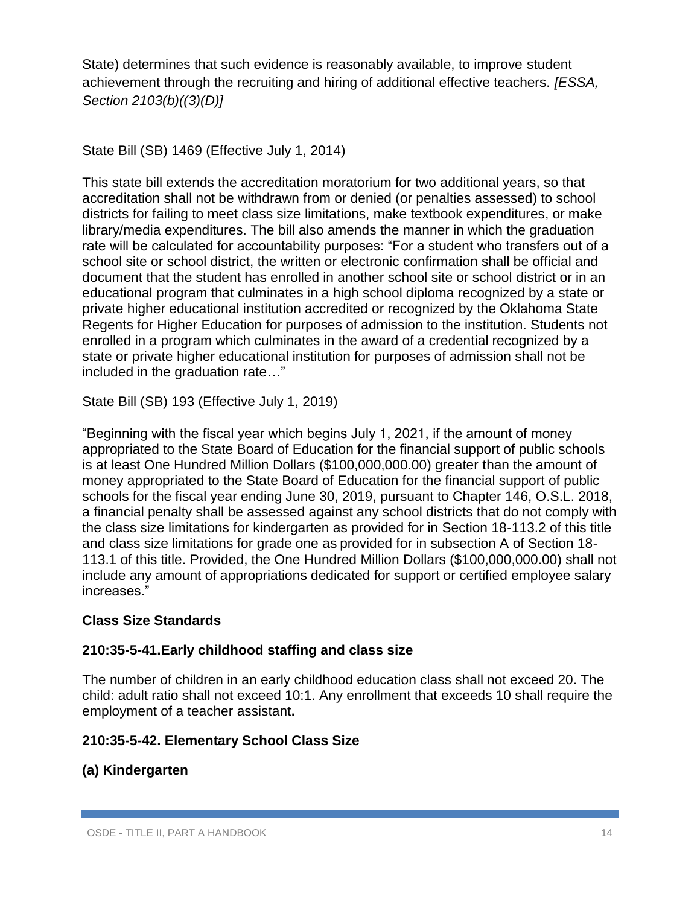State) determines that such evidence is reasonably available, to improve student achievement through the recruiting and hiring of additional effective teachers. *[ESSA, Section 2103(b)((3)(D)]*

State Bill (SB) 1469 (Effective July 1, 2014)

This state bill extends the accreditation moratorium for two additional years, so that accreditation shall not be withdrawn from or denied (or penalties assessed) to school districts for failing to meet class size limitations, make textbook expenditures, or make library/media expenditures. The bill also amends the manner in which the graduation rate will be calculated for accountability purposes: "For a student who transfers out of a school site or school district, the written or electronic confirmation shall be official and document that the student has enrolled in another school site or school district or in an educational program that culminates in a high school diploma recognized by a state or private higher educational institution accredited or recognized by the Oklahoma State Regents for Higher Education for purposes of admission to the institution. Students not enrolled in a program which culminates in the award of a credential recognized by a state or private higher educational institution for purposes of admission shall not be included in the graduation rate…"

State Bill (SB) 193 (Effective July 1, 2019)

"Beginning with the fiscal year which begins July 1, 2021, if the amount of money appropriated to the State Board of Education for the financial support of public schools is at least One Hundred Million Dollars ($100,000,000.00) greater than the amount of money appropriated to the State Board of Education for the financial support of public schools for the fiscal year ending June 30, 2019, pursuant to Chapter 146, O.S.L. 2018, a financial penalty shall be assessed against any school districts that do not comply with the class size limitations for kindergarten as provided for in Section 18-113.2 of this title and class size limitations for grade one as provided for in subsection A of Section 18-113.1 of this title. Provided, the One Hundred Million Dollars ($100,000,000.00) shall not include any amount of appropriations dedicated for support or certified employee salary increases."

**Class Size Standards**

**210:35-5-41.Early childhood staffing and class size**

The number of children in an early childhood education class shall not exceed 20. The child: adult ratio shall not exceed 10:1. Any enrollment that exceeds 10 shall require the employment of a teacher assistant**.**

**210:35-5-42. Elementary School Class Size**

**(a) Kindergarten**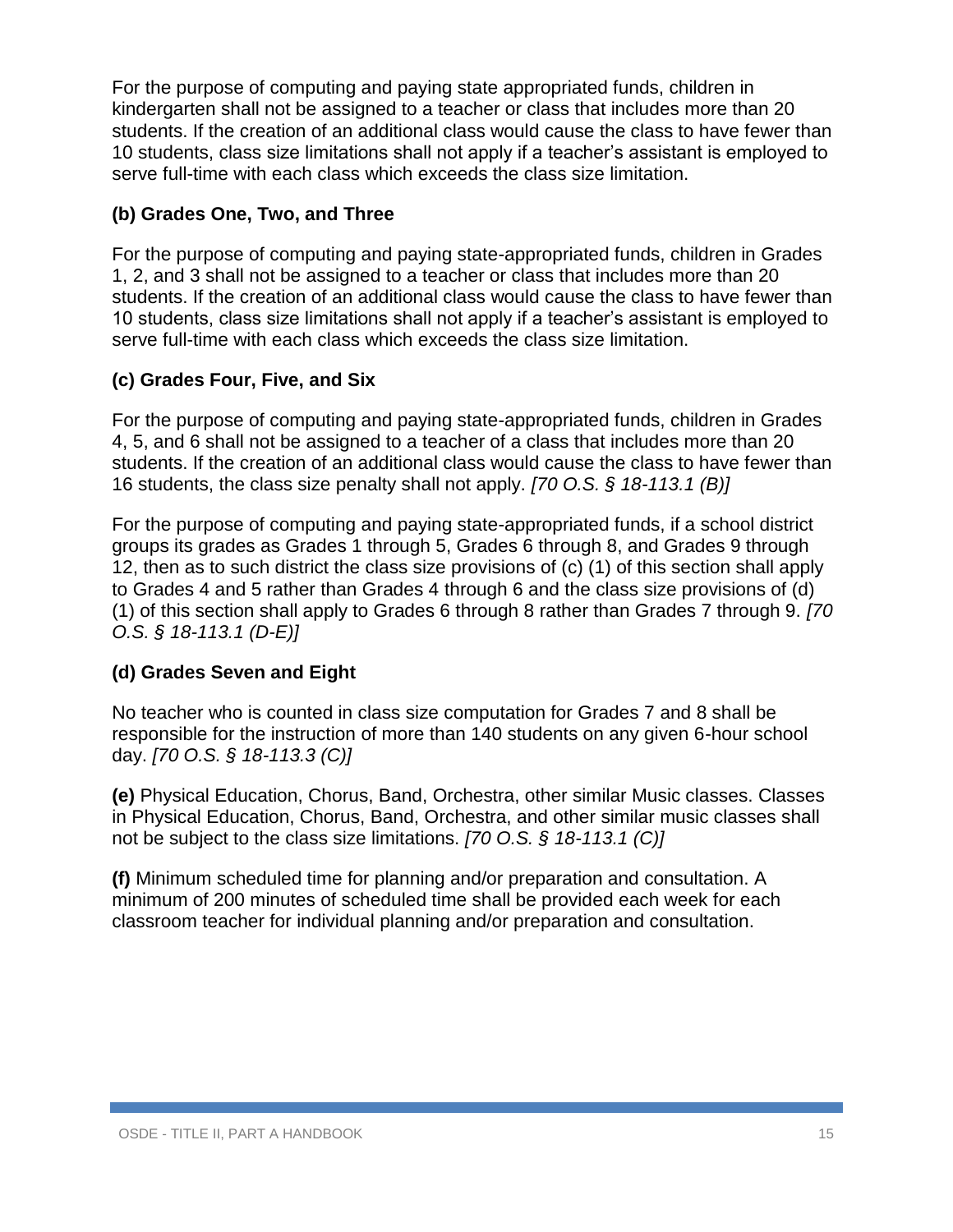For the purpose of computing and paying state appropriated funds, children in kindergarten shall not be assigned to a teacher or class that includes more than 20 students. If the creation of an additional class would cause the class to have fewer than 10 students, class size limitations shall not apply if a teacher's assistant is employed to serve full-time with each class which exceeds the class size limitation.

**(b) Grades One, Two, and Three**

For the purpose of computing and paying state-appropriated funds, children in Grades 1, 2, and 3 shall not be assigned to a teacher or class that includes more than 20 students. If the creation of an additional class would cause the class to have fewer than 10 students, class size limitations shall not apply if a teacher's assistant is employed to serve full-time with each class which exceeds the class size limitation.

**(c) Grades Four, Five, and Six**

For the purpose of computing and paying state-appropriated funds, children in Grades 4, 5, and 6 shall not be assigned to a teacher of a class that includes more than 20 students. If the creation of an additional class would cause the class to have fewer than 16 students, the class size penalty shall not apply. *[70 O.S. § 18-113.1 (B)]*

For the purpose of computing and paying state-appropriated funds, if a school district groups its grades as Grades 1 through 5, Grades 6 through 8, and Grades 9 through 12, then as to such district the class size provisions of (c) (1) of this section shall apply to Grades 4 and 5 rather than Grades 4 through 6 and the class size provisions of (d) (1) of this section shall apply to Grades 6 through 8 rather than Grades 7 through 9. *[70 O.S. § 18-113.1 (D-E)]*

**(d) Grades Seven and Eight**

No teacher who is counted in class size computation for Grades 7 and 8 shall be responsible for the instruction of more than 140 students on any given 6-hour school day. *[70 O.S. § 18-113.3 (C)]*

**(e)** Physical Education, Chorus, Band, Orchestra, other similar Music classes. Classes in Physical Education, Chorus, Band, Orchestra, and other similar music classes shall not be subject to the class size limitations. *[70 O.S. § 18-113.1 (C)]*

**(f)** Minimum scheduled time for planning and/or preparation and consultation. A minimum of 200 minutes of scheduled time shall be provided each week for each classroom teacher for individual planning and/or preparation and consultation.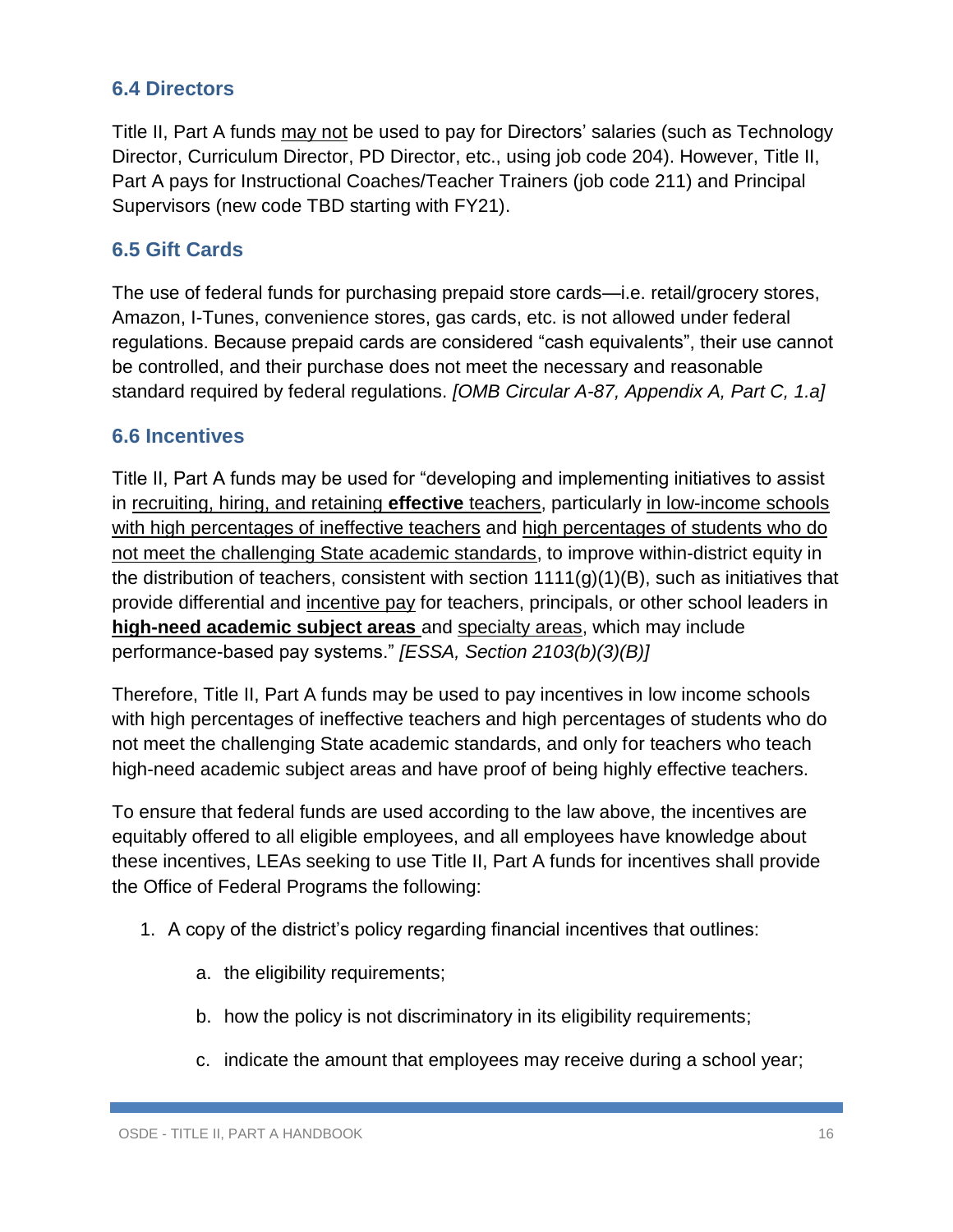### 6.4 Directors

Title II, Part A funds <u>may not</u> be used to pay for Directors' salaries (such as Technology Director, Curriculum Director, PD Director, etc., using job code 204). However, Title II, Part A pays for Instructional Coaches/Teacher Trainers (job code 211) and Principal Supervisors (new code TBD starting with FY21).

### 6.5 Gift Cards

The use of federal funds for purchasing prepaid store cards—i.e. retail/grocery stores, Amazon, I-Tunes, convenience stores, gas cards, etc. is not allowed under federal regulations. Because prepaid cards are considered "cash equivalents", their use cannot be controlled, and their purchase does not meet the necessary and reasonable standard required by federal regulations. *[OMB Circular A-87, Appendix A, Part C, 1.a]*

### 6.6 Incentives

Title II, Part A funds may be used for "developing and implementing initiatives to assist in <u>recruiting, hiring, and retaining **effective** teachers</u>, particularly <u>in low-income schools with high percentages of ineffective teachers</u> and <u>high percentages of students who do not meet the challenging State academic standards</u>, to improve within-district equity in the distribution of teachers, consistent with section 1111(g)(1)(B), such as initiatives that provide differential and <u>incentive pay</u> for teachers, principals, or other school leaders in <u>**high-need academic subject areas**</u> and <u>specialty areas</u>, which may include performance-based pay systems." *[ESSA, Section 2103(b)(3)(B)]*

Therefore, Title II, Part A funds may be used to pay incentives in low income schools with high percentages of ineffective teachers and high percentages of students who do not meet the challenging State academic standards, and only for teachers who teach high-need academic subject areas and have proof of being highly effective teachers.

To ensure that federal funds are used according to the law above, the incentives are equitably offered to all eligible employees, and all employees have knowledge about these incentives, LEAs seeking to use Title II, Part A funds for incentives shall provide the Office of Federal Programs the following:

1. A copy of the district's policy regarding financial incentives that outlines:
    a. the eligibility requirements;
    b. how the policy is not discriminatory in its eligibility requirements;
    c. indicate the amount that employees may receive during a school year;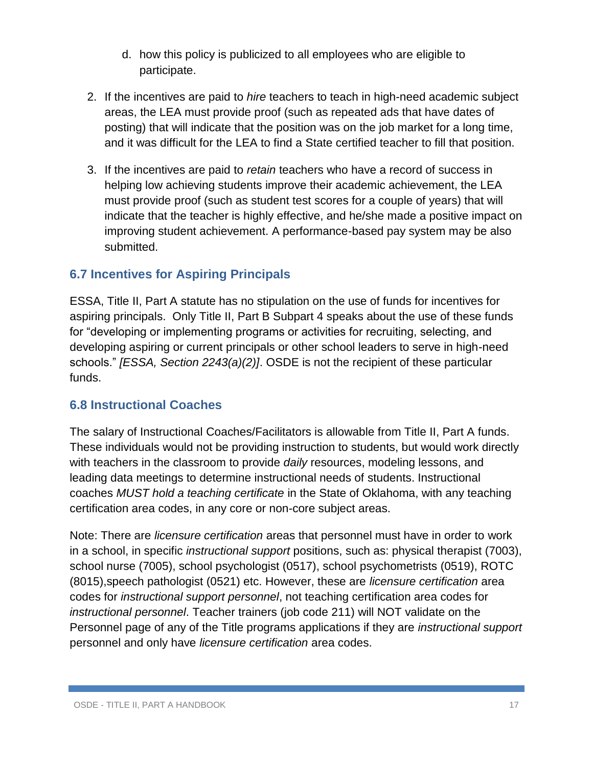d. how this policy is publicized to all employees who are eligible to participate.

2. If the incentives are paid to *hire* teachers to teach in high-need academic subject areas, the LEA must provide proof (such as repeated ads that have dates of posting) that will indicate that the position was on the job market for a long time, and it was difficult for the LEA to find a State certified teacher to fill that position.

3. If the incentives are paid to *retain* teachers who have a record of success in helping low achieving students improve their academic achievement, the LEA must provide proof (such as student test scores for a couple of years) that will indicate that the teacher is highly effective, and he/she made a positive impact on improving student achievement. A performance-based pay system may be also submitted.

### 6.7 Incentives for Aspiring Principals

ESSA, Title II, Part A statute has no stipulation on the use of funds for incentives for aspiring principals. Only Title II, Part B Subpart 4 speaks about the use of these funds for "developing or implementing programs or activities for recruiting, selecting, and developing aspiring or current principals or other school leaders to serve in high-need schools." *[ESSA, Section 2243(a)(2)]*. OSDE is not the recipient of these particular funds.

### 6.8 Instructional Coaches

The salary of Instructional Coaches/Facilitators is allowable from Title II, Part A funds. These individuals would not be providing instruction to students, but would work directly with teachers in the classroom to provide *daily* resources, modeling lessons, and leading data meetings to determine instructional needs of students. Instructional coaches *MUST hold a teaching certificate* in the State of Oklahoma, with any teaching certification area codes, in any core or non-core subject areas.

Note: There are *licensure certification* areas that personnel must have in order to work in a school, in specific *instructional support* positions, such as: physical therapist (7003), school nurse (7005), school psychologist (0517), school psychometrists (0519), ROTC (8015),speech pathologist (0521) etc. However, these are *licensure certification* area codes for *instructional support personnel*, not teaching certification area codes for *instructional personnel*. Teacher trainers (job code 211) will NOT validate on the Personnel page of any of the Title programs applications if they are *instructional support* personnel and only have *licensure certification* area codes.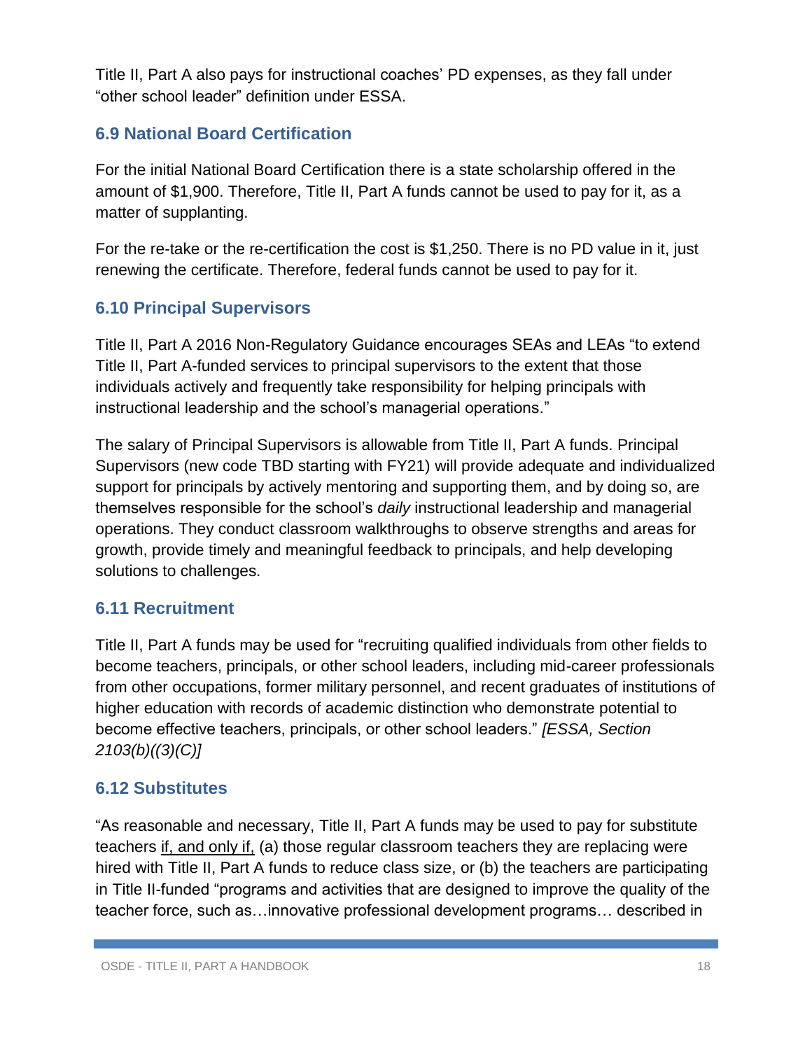Title II, Part A also pays for instructional coaches' PD expenses, as they fall under "other school leader" definition under ESSA.

### 6.9 National Board Certification

For the initial National Board Certification there is a state scholarship offered in the amount of $1,900. Therefore, Title II, Part A funds cannot be used to pay for it, as a matter of supplanting.

For the re-take or the re-certification the cost is $1,250. There is no PD value in it, just renewing the certificate. Therefore, federal funds cannot be used to pay for it.

### 6.10 Principal Supervisors

Title II, Part A 2016 Non-Regulatory Guidance encourages SEAs and LEAs "to extend Title II, Part A-funded services to principal supervisors to the extent that those individuals actively and frequently take responsibility for helping principals with instructional leadership and the school's managerial operations."

The salary of Principal Supervisors is allowable from Title II, Part A funds. Principal Supervisors (new code TBD starting with FY21) will provide adequate and individualized support for principals by actively mentoring and supporting them, and by doing so, are themselves responsible for the school's *daily* instructional leadership and managerial operations. They conduct classroom walkthroughs to observe strengths and areas for growth, provide timely and meaningful feedback to principals, and help developing solutions to challenges.

### 6.11 Recruitment

Title II, Part A funds may be used for "recruiting qualified individuals from other fields to become teachers, principals, or other school leaders, including mid-career professionals from other occupations, former military personnel, and recent graduates of institutions of higher education with records of academic distinction who demonstrate potential to become effective teachers, principals, or other school leaders." *[ESSA, Section 2103(b)((3)(C)]*

### 6.12 Substitutes

"As reasonable and necessary, Title II, Part A funds may be used to pay for substitute teachers <u>if, and only if,</u> (a) those regular classroom teachers they are replacing were hired with Title II, Part A funds to reduce class size, or (b) the teachers are participating in Title II-funded "programs and activities that are designed to improve the quality of the teacher force, such as…innovative professional development programs… described in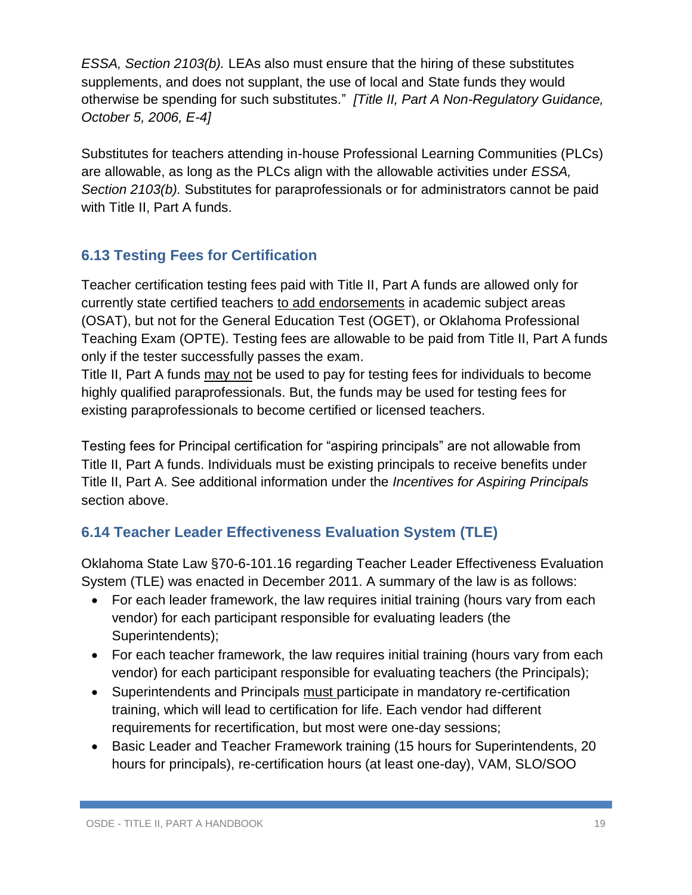*ESSA, Section 2103(b).* LEAs also must ensure that the hiring of these substitutes supplements, and does not supplant, the use of local and State funds they would otherwise be spending for such substitutes." *[Title II, Part A Non-Regulatory Guidance, October 5, 2006, E-4]*

Substitutes for teachers attending in-house Professional Learning Communities (PLCs) are allowable, as long as the PLCs align with the allowable activities under *ESSA, Section 2103(b).* Substitutes for paraprofessionals or for administrators cannot be paid with Title II, Part A funds.

## 6.13 Testing Fees for Certification

Teacher certification testing fees paid with Title II, Part A funds are allowed only for currently state certified teachers <u>to add endorsements</u> in academic subject areas (OSAT), but not for the General Education Test (OGET), or Oklahoma Professional Teaching Exam (OPTE). Testing fees are allowable to be paid from Title II, Part A funds only if the tester successfully passes the exam.
Title II, Part A funds <u>may not</u> be used to pay for testing fees for individuals to become highly qualified paraprofessionals. But, the funds may be used for testing fees for existing paraprofessionals to become certified or licensed teachers.

Testing fees for Principal certification for "aspiring principals" are not allowable from Title II, Part A funds. Individuals must be existing principals to receive benefits under Title II, Part A. See additional information under the *Incentives for Aspiring Principals* section above.

## 6.14 Teacher Leader Effectiveness Evaluation System (TLE)

Oklahoma State Law §70-6-101.16 regarding Teacher Leader Effectiveness Evaluation System (TLE) was enacted in December 2011. A summary of the law is as follows:

- For each leader framework, the law requires initial training (hours vary from each vendor) for each participant responsible for evaluating leaders (the Superintendents);
- For each teacher framework, the law requires initial training (hours vary from each vendor) for each participant responsible for evaluating teachers (the Principals);
- Superintendents and Principals <u>must</u> participate in mandatory re-certification training, which will lead to certification for life. Each vendor had different requirements for recertification, but most were one-day sessions;
- Basic Leader and Teacher Framework training (15 hours for Superintendents, 20 hours for principals), re-certification hours (at least one-day), VAM, SLO/SOO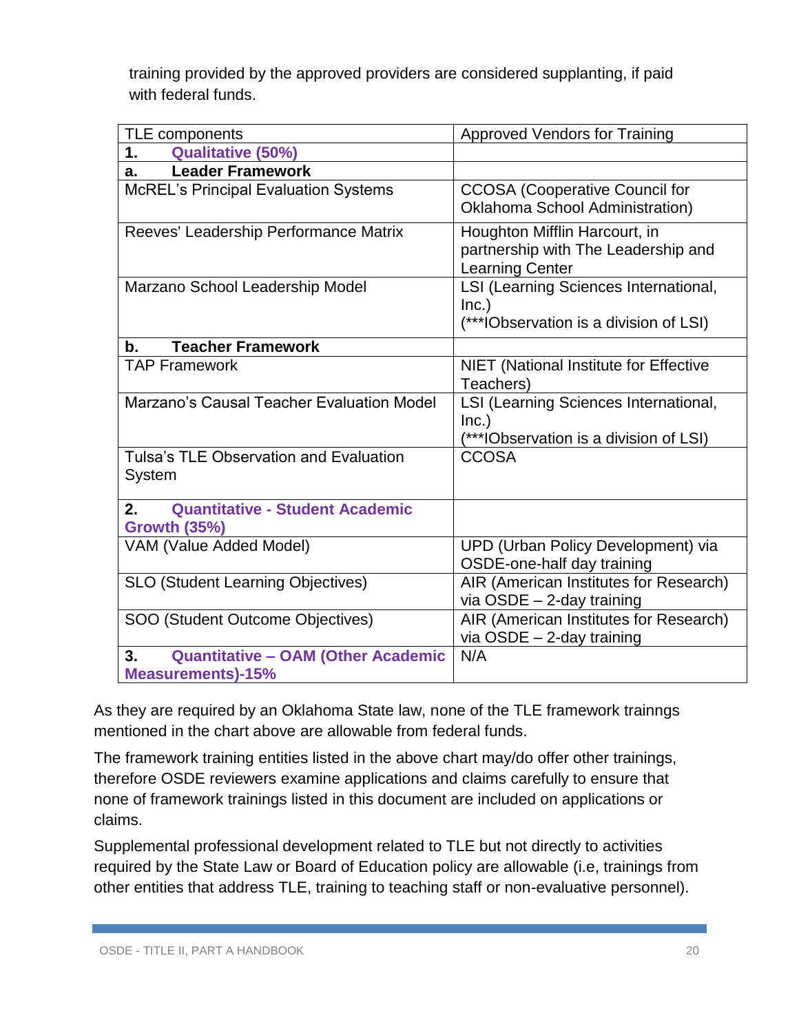training provided by the approved providers are considered supplanting, if paid with federal funds.

| TLE components | Approved Vendors for Training |
|---|---|
| **1. Qualitative (50%)** | |
| **a. Leader Framework** | |
| McREL's Principal Evaluation Systems | CCOSA (Cooperative Council for Oklahoma School Administration) |
| Reeves' Leadership Performance Matrix | Houghton Mifflin Harcourt, in partnership with The Leadership and Learning Center |
| Marzano School Leadership Model | LSI (Learning Sciences International, Inc.)<br>(***IObservation is a division of LSI) |
| **b. Teacher Framework** | |
| TAP Framework | NIET (National Institute for Effective Teachers) |
| Marzano's Causal Teacher Evaluation Model | LSI (Learning Sciences International, Inc.)<br>(***IObservation is a division of LSI) |
| Tulsa's TLE Observation and Evaluation System | CCOSA |
| **2. Quantitative - Student Academic Growth (35%)** | |
| VAM (Value Added Model) | UPD (Urban Policy Development) via OSDE-one-half day training |
| SLO (Student Learning Objectives) | AIR (American Institutes for Research) via OSDE – 2-day training |
| SOO (Student Outcome Objectives) | AIR (American Institutes for Research) via OSDE – 2-day training |
| **3. Quantitative – OAM (Other Academic Measurements)-15%** | N/A |

As they are required by an Oklahoma State law, none of the TLE framework trainngs mentioned in the chart above are allowable from federal funds.

The framework training entities listed in the above chart may/do offer other trainings, therefore OSDE reviewers examine applications and claims carefully to ensure that none of framework trainings listed in this document are included on applications or claims.

Supplemental professional development related to TLE but not directly to activities required by the State Law or Board of Education policy are allowable (i.e, trainings from other entities that address TLE, training to teaching staff or non-evaluative personnel).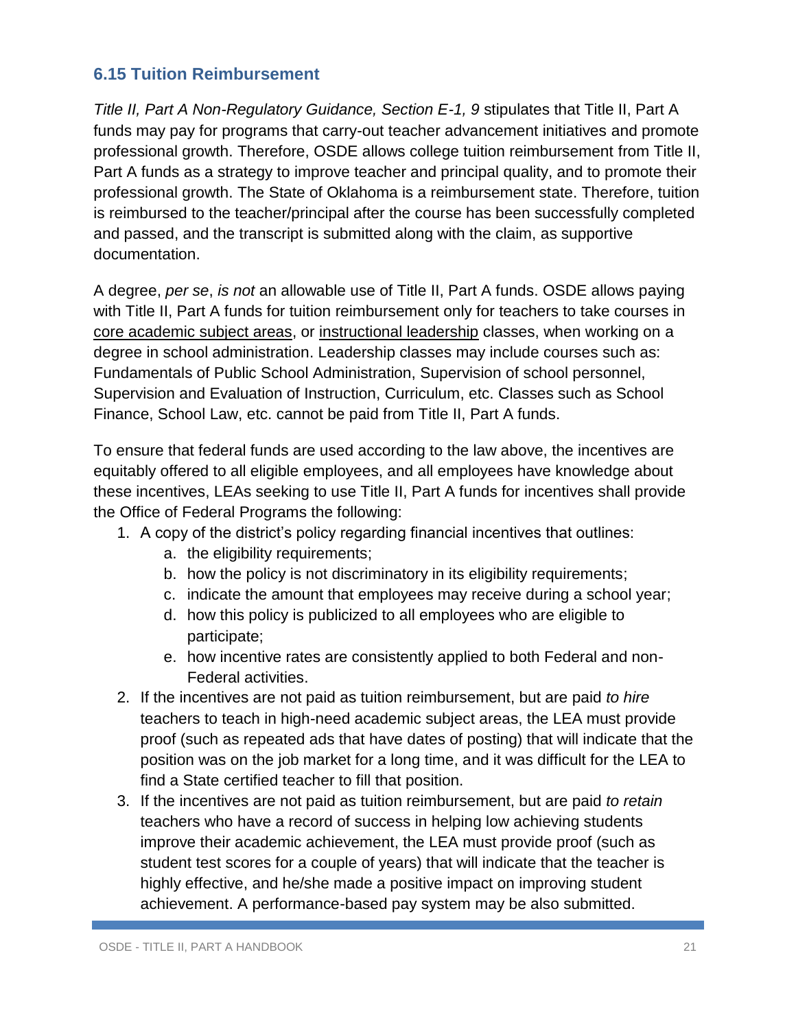### 6.15 Tuition Reimbursement

*Title II, Part A Non-Regulatory Guidance, Section E-1, 9* stipulates that Title II, Part A funds may pay for programs that carry-out teacher advancement initiatives and promote professional growth. Therefore, OSDE allows college tuition reimbursement from Title II, Part A funds as a strategy to improve teacher and principal quality, and to promote their professional growth. The State of Oklahoma is a reimbursement state. Therefore, tuition is reimbursed to the teacher/principal after the course has been successfully completed and passed, and the transcript is submitted along with the claim, as supportive documentation.

A degree, *per se*, *is not* an allowable use of Title II, Part A funds. OSDE allows paying with Title II, Part A funds for tuition reimbursement only for teachers to take courses in core academic subject areas, or instructional leadership classes, when working on a degree in school administration. Leadership classes may include courses such as: Fundamentals of Public School Administration, Supervision of school personnel, Supervision and Evaluation of Instruction, Curriculum, etc. Classes such as School Finance, School Law, etc. cannot be paid from Title II, Part A funds.

To ensure that federal funds are used according to the law above, the incentives are equitably offered to all eligible employees, and all employees have knowledge about these incentives, LEAs seeking to use Title II, Part A funds for incentives shall provide the Office of Federal Programs the following:

1. A copy of the district's policy regarding financial incentives that outlines:
   a. the eligibility requirements;
   b. how the policy is not discriminatory in its eligibility requirements;
   c. indicate the amount that employees may receive during a school year;
   d. how this policy is publicized to all employees who are eligible to participate;
   e. how incentive rates are consistently applied to both Federal and non-Federal activities.
2. If the incentives are not paid as tuition reimbursement, but are paid *to hire* teachers to teach in high-need academic subject areas, the LEA must provide proof (such as repeated ads that have dates of posting) that will indicate that the position was on the job market for a long time, and it was difficult for the LEA to find a State certified teacher to fill that position.
3. If the incentives are not paid as tuition reimbursement, but are paid *to retain* teachers who have a record of success in helping low achieving students improve their academic achievement, the LEA must provide proof (such as student test scores for a couple of years) that will indicate that the teacher is highly effective, and he/she made a positive impact on improving student achievement. A performance-based pay system may be also submitted.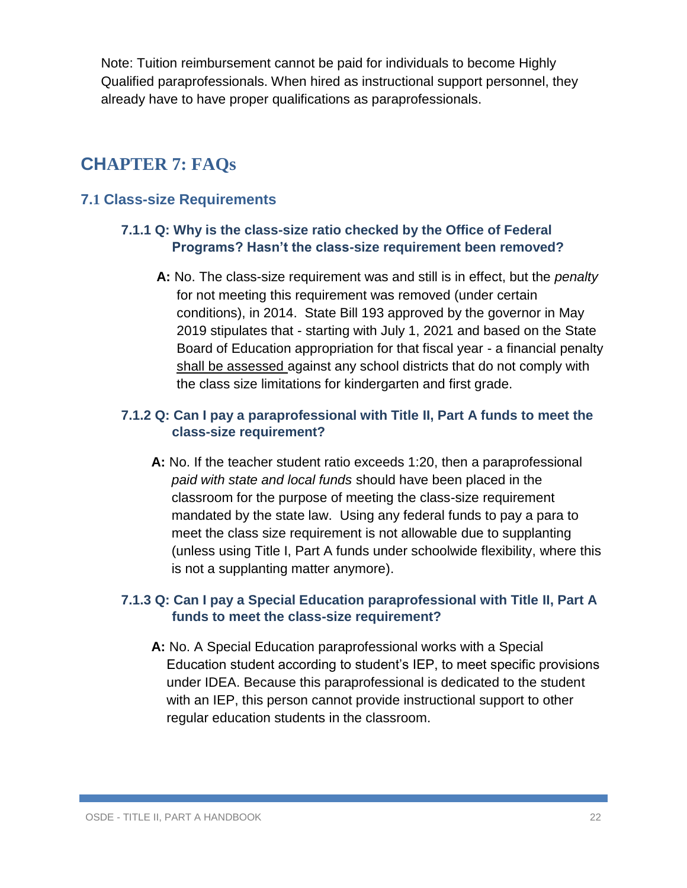Note: Tuition reimbursement cannot be paid for individuals to become Highly Qualified paraprofessionals. When hired as instructional support personnel, they already have to have proper qualifications as paraprofessionals.

# CHAPTER 7: FAQs

## 7.1 Class-size Requirements

### 7.1.1 Q: Why is the class-size ratio checked by the Office of Federal Programs? Hasn't the class-size requirement been removed?

**A:** No. The class-size requirement was and still is in effect, but the *penalty* for not meeting this requirement was removed (under certain conditions), in 2014. State Bill 193 approved by the governor in May 2019 stipulates that - starting with July 1, 2021 and based on the State Board of Education appropriation for that fiscal year - a financial penalty <u>shall be assessed</u> against any school districts that do not comply with the class size limitations for kindergarten and first grade.

### 7.1.2 Q: Can I pay a paraprofessional with Title II, Part A funds to meet the class-size requirement?

**A:** No. If the teacher student ratio exceeds 1:20, then a paraprofessional *paid with state and local funds* should have been placed in the classroom for the purpose of meeting the class-size requirement mandated by the state law. Using any federal funds to pay a para to meet the class size requirement is not allowable due to supplanting (unless using Title I, Part A funds under schoolwide flexibility, where this is not a supplanting matter anymore).

### 7.1.3 Q: Can I pay a Special Education paraprofessional with Title II, Part A funds to meet the class-size requirement?

**A:** No. A Special Education paraprofessional works with a Special Education student according to student's IEP, to meet specific provisions under IDEA. Because this paraprofessional is dedicated to the student with an IEP, this person cannot provide instructional support to other regular education students in the classroom.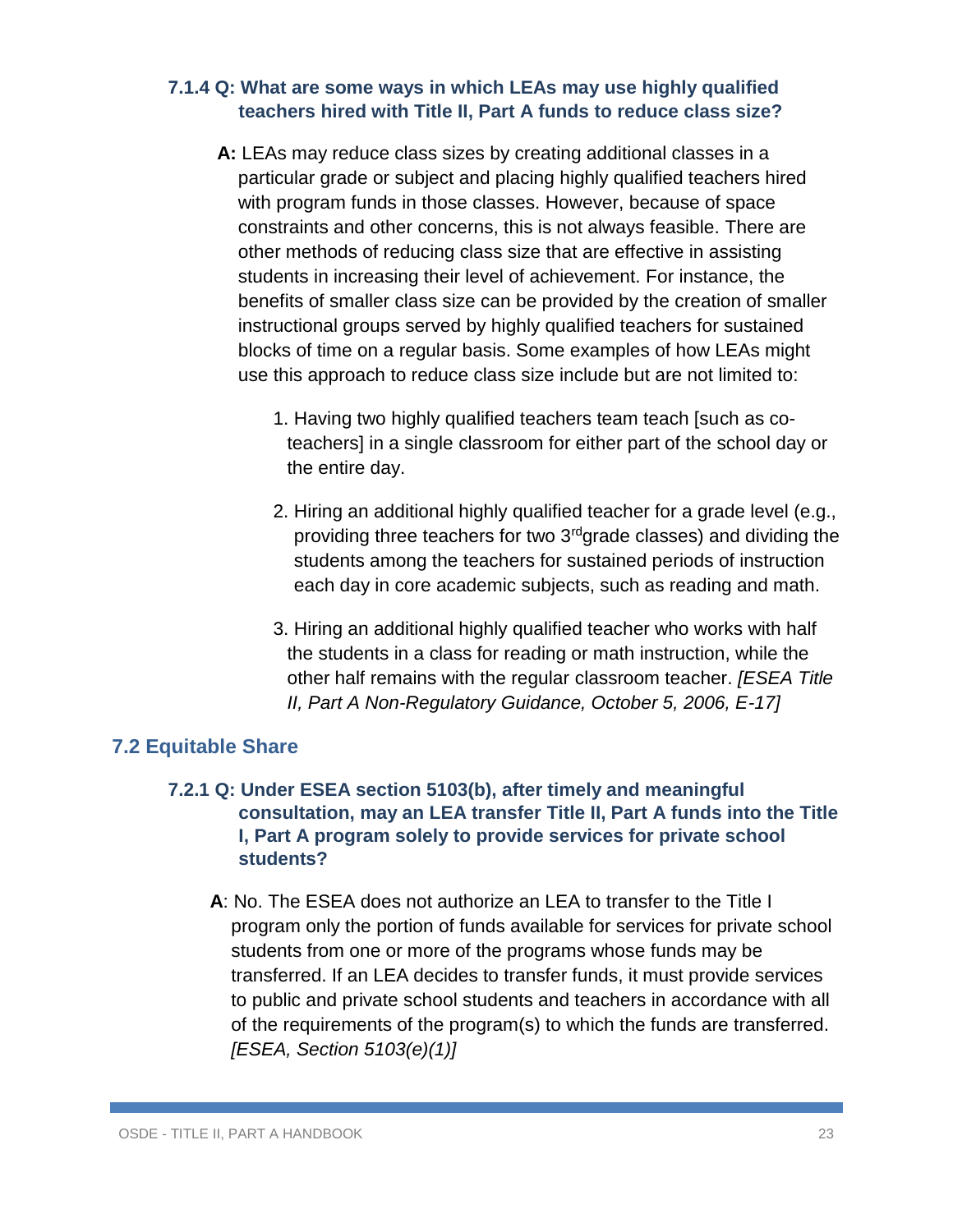#### 7.1.4 Q: What are some ways in which LEAs may use highly qualified teachers hired with Title II, Part A funds to reduce class size?

**A:** LEAs may reduce class sizes by creating additional classes in a particular grade or subject and placing highly qualified teachers hired with program funds in those classes. However, because of space constraints and other concerns, this is not always feasible. There are other methods of reducing class size that are effective in assisting students in increasing their level of achievement. For instance, the benefits of smaller class size can be provided by the creation of smaller instructional groups served by highly qualified teachers for sustained blocks of time on a regular basis. Some examples of how LEAs might use this approach to reduce class size include but are not limited to:

1. Having two highly qualified teachers team teach [such as co-teachers] in a single classroom for either part of the school day or the entire day.

2. Hiring an additional highly qualified teacher for a grade level (e.g., providing three teachers for two 3rd grade classes) and dividing the students among the teachers for sustained periods of instruction each day in core academic subjects, such as reading and math.

3. Hiring an additional highly qualified teacher who works with half the students in a class for reading or math instruction, while the other half remains with the regular classroom teacher. *[ESEA Title II, Part A Non-Regulatory Guidance, October 5, 2006, E-17]*

## 7.2 Equitable Share

#### 7.2.1 Q: Under ESEA section 5103(b), after timely and meaningful consultation, may an LEA transfer Title II, Part A funds into the Title I, Part A program solely to provide services for private school students?

**A**: No. The ESEA does not authorize an LEA to transfer to the Title I program only the portion of funds available for services for private school students from one or more of the programs whose funds may be transferred. If an LEA decides to transfer funds, it must provide services to public and private school students and teachers in accordance with all of the requirements of the program(s) to which the funds are transferred. *[ESEA, Section 5103(e)(1)]*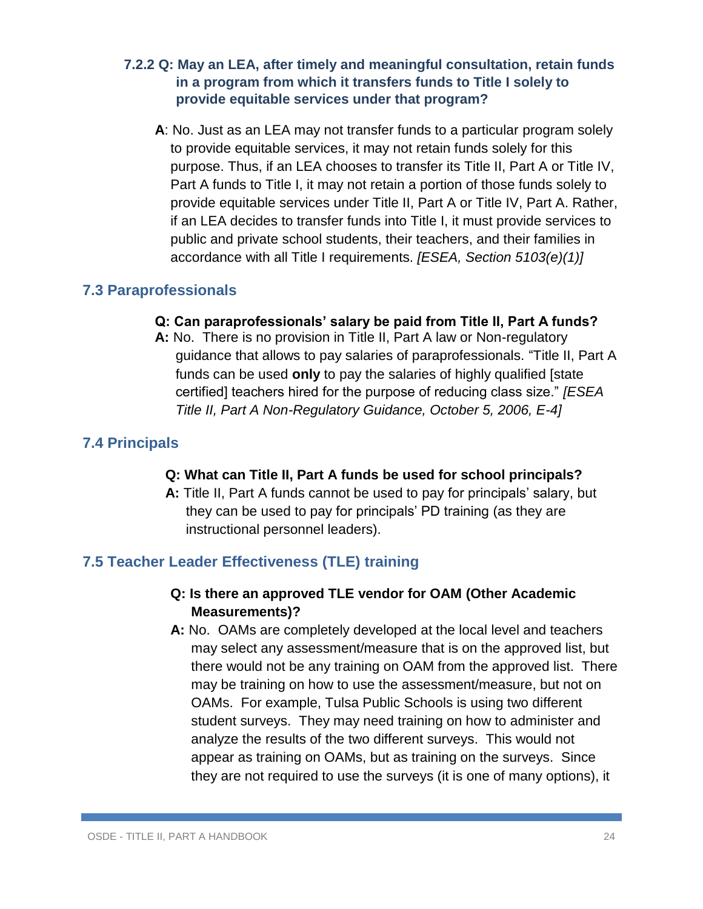#### 7.2.2 Q: May an LEA, after timely and meaningful consultation, retain funds in a program from which it transfers funds to Title I solely to provide equitable services under that program?

**A**: No. Just as an LEA may not transfer funds to a particular program solely to provide equitable services, it may not retain funds solely for this purpose. Thus, if an LEA chooses to transfer its Title II, Part A or Title IV, Part A funds to Title I, it may not retain a portion of those funds solely to provide equitable services under Title II, Part A or Title IV, Part A. Rather, if an LEA decides to transfer funds into Title I, it must provide services to public and private school students, their teachers, and their families in accordance with all Title I requirements. *[ESEA, Section 5103(e)(1)]*

### 7.3 Paraprofessionals

**Q: Can paraprofessionals' salary be paid from Title II, Part A funds?**

**A:** No. There is no provision in Title II, Part A law or Non-regulatory guidance that allows to pay salaries of paraprofessionals. "Title II, Part A funds can be used **only** to pay the salaries of highly qualified [state certified] teachers hired for the purpose of reducing class size." *[ESEA Title II, Part A Non-Regulatory Guidance, October 5, 2006, E-4]*

### 7.4 Principals

**Q: What can Title II, Part A funds be used for school principals?**

**A:** Title II, Part A funds cannot be used to pay for principals' salary, but they can be used to pay for principals' PD training (as they are instructional personnel leaders).

### 7.5 Teacher Leader Effectiveness (TLE) training

**Q: Is there an approved TLE vendor for OAM (Other Academic Measurements)?**

**A:** No. OAMs are completely developed at the local level and teachers may select any assessment/measure that is on the approved list, but there would not be any training on OAM from the approved list. There may be training on how to use the assessment/measure, but not on OAMs. For example, Tulsa Public Schools is using two different student surveys. They may need training on how to administer and analyze the results of the two different surveys. This would not appear as training on OAMs, but as training on the surveys. Since they are not required to use the surveys (it is one of many options), it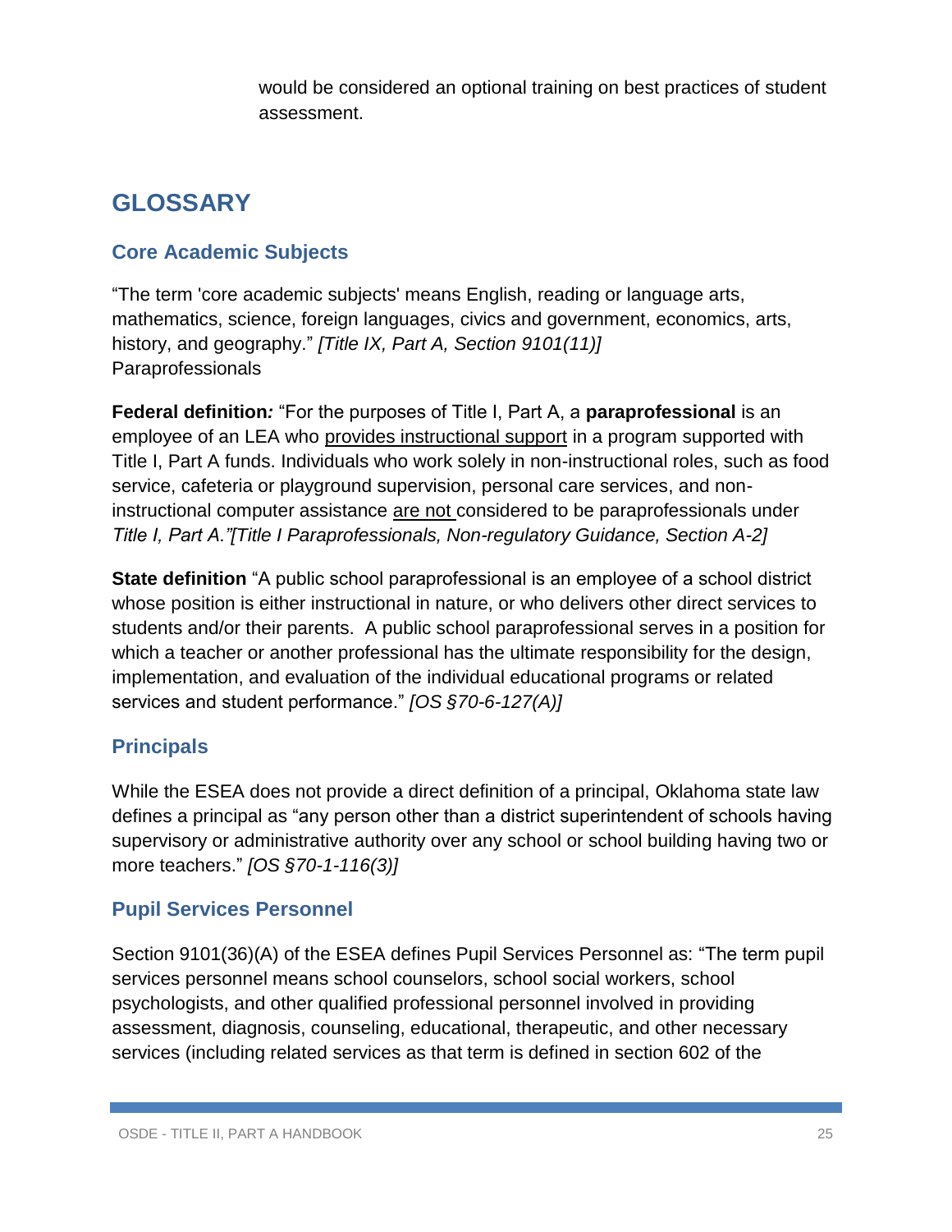would be considered an optional training on best practices of student assessment.

## GLOSSARY

### Core Academic Subjects

“The term 'core academic subjects' means English, reading or language arts, mathematics, science, foreign languages, civics and government, economics, arts, history, and geography.” *[Title IX, Part A, Section 9101(11)]*
Paraprofessionals

**Federal definition*:*** “For the purposes of Title I, Part A, a **paraprofessional** is an employee of an LEA who provides instructional support in a program supported with Title I, Part A funds. Individuals who work solely in non-instructional roles, such as food service, cafeteria or playground supervision, personal care services, and non-instructional computer assistance are not considered to be paraprofessionals under *Title I, Part A.”[Title I Paraprofessionals, Non-regulatory Guidance, Section A-2]*

**State definition** “A public school paraprofessional is an employee of a school district whose position is either instructional in nature, or who delivers other direct services to students and/or their parents. A public school paraprofessional serves in a position for which a teacher or another professional has the ultimate responsibility for the design, implementation, and evaluation of the individual educational programs or related services and student performance.” *[OS §70-6-127(A)]*

### Principals

While the ESEA does not provide a direct definition of a principal, Oklahoma state law defines a principal as “any person other than a district superintendent of schools having supervisory or administrative authority over any school or school building having two or more teachers.” *[OS §70-1-116(3)]*

### Pupil Services Personnel

Section 9101(36)(A) of the ESEA defines Pupil Services Personnel as: “The term pupil services personnel means school counselors, school social workers, school psychologists, and other qualified professional personnel involved in providing assessment, diagnosis, counseling, educational, therapeutic, and other necessary services (including related services as that term is defined in section 602 of the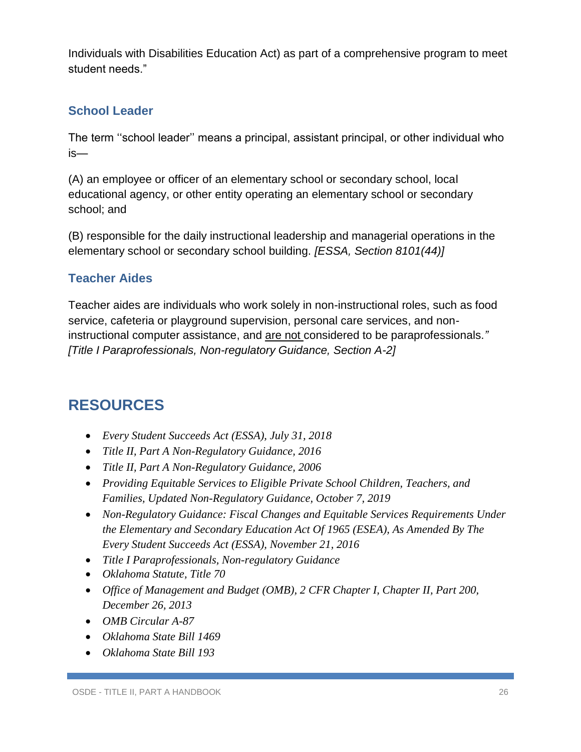Individuals with Disabilities Education Act) as part of a comprehensive program to meet student needs."

### School Leader

The term ''school leader'' means a principal, assistant principal, or other individual who is—

(A) an employee or officer of an elementary school or secondary school, local educational agency, or other entity operating an elementary school or secondary school; and

(B) responsible for the daily instructional leadership and managerial operations in the elementary school or secondary school building. *[ESSA, Section 8101(44)]*

### Teacher Aides

Teacher aides are individuals who work solely in non-instructional roles, such as food service, cafeteria or playground supervision, personal care services, and non-instructional computer assistance, and are not considered to be paraprofessionals.*" [Title I Paraprofessionals, Non-regulatory Guidance, Section A-2]*

## RESOURCES

- *Every Student Succeeds Act (ESSA), July 31, 2018*
- *Title II, Part A Non-Regulatory Guidance, 2016*
- *Title II, Part A Non-Regulatory Guidance, 2006*
- *Providing Equitable Services to Eligible Private School Children, Teachers, and Families, Updated Non-Regulatory Guidance, October 7, 2019*
- *Non-Regulatory Guidance: Fiscal Changes and Equitable Services Requirements Under the Elementary and Secondary Education Act Of 1965 (ESEA), As Amended By The Every Student Succeeds Act (ESSA), November 21, 2016*
- *Title I Paraprofessionals, Non-regulatory Guidance*
- *Oklahoma Statute, Title 70*
- *Office of Management and Budget (OMB), 2 CFR Chapter I, Chapter II, Part 200, December 26, 2013*
- *OMB Circular A-87*
- *Oklahoma State Bill 1469*
- *Oklahoma State Bill 193*